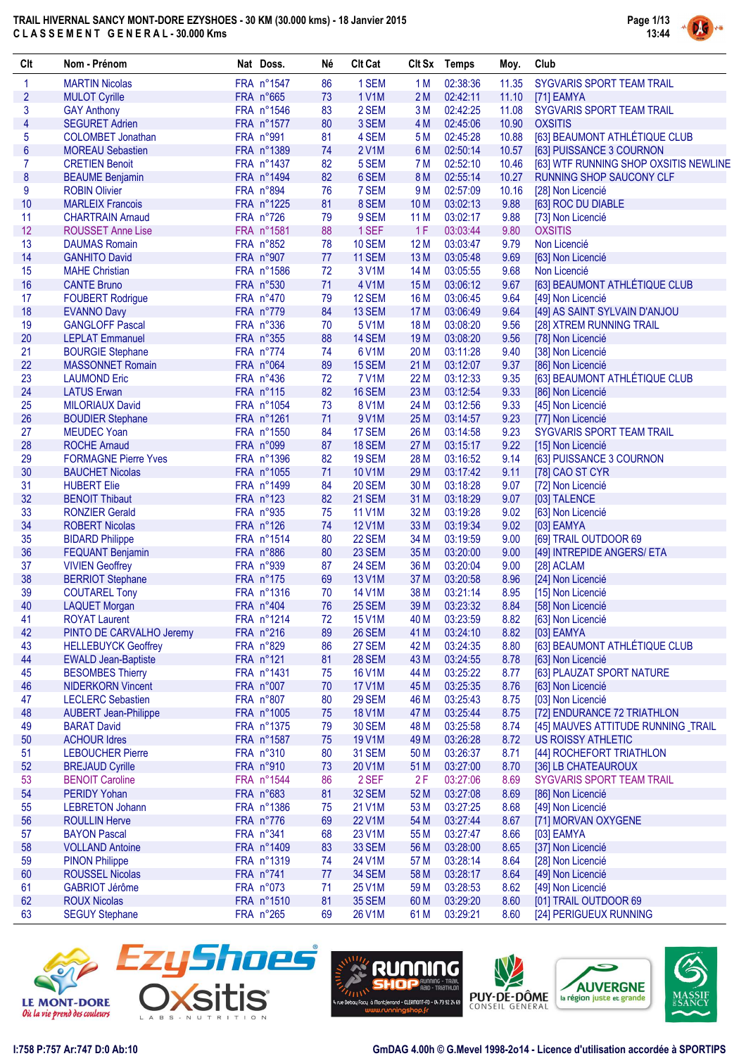# TRAIL HIVERNAL SANCY MONT-DORE EZYSHOES - 30 KM (30.000 kms) - 18 Janvier 2015

## CLASSEMENT GENERAL - 30.000 Kms

| Clt | Nom - Prénom | Nat | Doss. | Né | Clt Cat | Clt Sx | Temps | Moy. | Club |
|---|---|---|---|---|---|---|---|---|---|
| 1 | MARTIN Nicolas | FRA | n°1547 | 86 | 1 SEM | 1 M | 02:38:36 | 11.35 | SYGVARIS SPORT TEAM TRAIL |
| 2 | MULOT Cyrille | FRA | n°665 | 73 | 1 V1M | 2 M | 02:42:11 | 11.10 | [71] EAMYA |
| 3 | GAY Anthony | FRA | n°1546 | 83 | 2 SEM | 3 M | 02:42:25 | 11.08 | SYGVARIS SPORT TEAM TRAIL |
| 4 | SEGURET Adrien | FRA | n°1577 | 80 | 3 SEM | 4 M | 02:45:06 | 10.90 | OXSITIS |
| 5 | COLOMBET Jonathan | FRA | n°991 | 81 | 4 SEM | 5 M | 02:45:28 | 10.88 | [63] BEAUMONT ATHLÉTIQUE CLUB |
| 6 | MOREAU Sebastien | FRA | n°1389 | 74 | 2 V1M | 6 M | 02:50:14 | 10.57 | [63] PUISSANCE 3 COURNON |
| 7 | CRETIEN Benoit | FRA | n°1437 | 82 | 5 SEM | 7 M | 02:52:10 | 10.46 | [63] WTF RUNNING SHOP OXSITIS NEWLINE |
| 8 | BEAUME Benjamin | FRA | n°1494 | 82 | 6 SEM | 8 M | 02:55:14 | 10.27 | RUNNING SHOP SAUCONY CLF |
| 9 | ROBIN Olivier | FRA | n°894 | 76 | 7 SEM | 9 M | 02:57:09 | 10.16 | [28] Non Licencié |
| 10 | MARLEIX Francois | FRA | n°1225 | 81 | 8 SEM | 10 M | 03:02:13 | 9.88 | [63] ROC DU DIABLE |
| 11 | CHARTRAIN Arnaud | FRA | n°726 | 79 | 9 SEM | 11 M | 03:02:17 | 9.88 | [73] Non Licencié |
| 12 | ROUSSET Anne Lise | FRA | n°1581 | 88 | 1 SEF | 1 F | 03:03:44 | 9.80 | OXSITIS |
| 13 | DAUMAS Romain | FRA | n°852 | 78 | 10 SEM | 12 M | 03:03:47 | 9.79 | Non Licencié |
| 14 | GANHITO David | FRA | n°907 | 77 | 11 SEM | 13 M | 03:05:48 | 9.69 | [63] Non Licencié |
| 15 | MAHE Christian | FRA | n°1586 | 72 | 3 V1M | 14 M | 03:05:55 | 9.68 | Non Licencié |
| 16 | CANTE Bruno | FRA | n°530 | 71 | 4 V1M | 15 M | 03:06:12 | 9.67 | [63] BEAUMONT ATHLÉTIQUE CLUB |
| 17 | FOUBERT Rodrigue | FRA | n°470 | 79 | 12 SEM | 16 M | 03:06:45 | 9.64 | [49] Non Licencié |
| 18 | EVANNO Davy | FRA | n°779 | 84 | 13 SEM | 17 M | 03:06:49 | 9.64 | [49] AS SAINT SYLVAIN D'ANJOU |
| 19 | GANGLOFF Pascal | FRA | n°336 | 70 | 5 V1M | 18 M | 03:08:20 | 9.56 | [28] XTREM RUNNING TRAIL |
| 20 | LEPLAT Emmanuel | FRA | n°355 | 88 | 14 SEM | 19 M | 03:08:20 | 9.56 | [78] Non Licencié |
| 21 | BOURGIE Stephane | FRA | n°774 | 74 | 6 V1M | 20 M | 03:11:28 | 9.40 | [38] Non Licencié |
| 22 | MASSONNET Romain | FRA | n°064 | 89 | 15 SEM | 21 M | 03:12:07 | 9.37 | [86] Non Licencié |
| 23 | LAUMOND Eric | FRA | n°436 | 72 | 7 V1M | 22 M | 03:12:33 | 9.35 | [63] BEAUMONT ATHLÉTIQUE CLUB |
| 24 | LATUS Erwan | FRA | n°115 | 82 | 16 SEM | 23 M | 03:12:54 | 9.33 | [86] Non Licencié |
| 25 | MILORIAUX David | FRA | n°1054 | 73 | 8 V1M | 24 M | 03:12:56 | 9.33 | [45] Non Licencié |
| 26 | BOUDIER Stephane | FRA | n°1261 | 71 | 9 V1M | 25 M | 03:14:57 | 9.23 | [77] Non Licencié |
| 27 | MEUDEC Yoan | FRA | n°1550 | 84 | 17 SEM | 26 M | 03:14:58 | 9.23 | SYGVARIS SPORT TEAM TRAIL |
| 28 | ROCHE Arnaud | FRA | n°099 | 87 | 18 SEM | 27 M | 03:15:17 | 9.22 | [15] Non Licencié |
| 29 | FORMAGNE Pierre Yves | FRA | n°1396 | 82 | 19 SEM | 28 M | 03:16:52 | 9.14 | [63] PUISSANCE 3 COURNON |
| 30 | BAUCHET Nicolas | FRA | n°1055 | 71 | 10 V1M | 29 M | 03:17:42 | 9.11 | [78] CAO ST CYR |
| 31 | HUBERT Elie | FRA | n°1499 | 84 | 20 SEM | 30 M | 03:18:28 | 9.07 | [72] Non Licencié |
| 32 | BENOIT Thibaut | FRA | n°123 | 82 | 21 SEM | 31 M | 03:18:29 | 9.07 | [03] TALENCE |
| 33 | RONZIER Gerald | FRA | n°935 | 75 | 11 V1M | 32 M | 03:19:28 | 9.02 | [63] Non Licencié |
| 34 | ROBERT Nicolas | FRA | n°126 | 74 | 12 V1M | 33 M | 03:19:34 | 9.02 | [03] EAMYA |
| 35 | BIDARD Philippe | FRA | n°1514 | 80 | 22 SEM | 34 M | 03:19:59 | 9.00 | [69] TRAIL OUTDOOR 69 |
| 36 | FEQUANT Benjamin | FRA | n°886 | 80 | 23 SEM | 35 M | 03:20:00 | 9.00 | [49] INTREPIDE ANGERS/ ETA |
| 37 | VIVIEN Geoffrey | FRA | n°939 | 87 | 24 SEM | 36 M | 03:20:04 | 9.00 | [28] ACLAM |
| 38 | BERRIOT Stephane | FRA | n°175 | 69 | 13 V1M | 37 M | 03:20:58 | 8.96 | [24] Non Licencié |
| 39 | COUTAREL Tony | FRA | n°1316 | 70 | 14 V1M | 38 M | 03:21:14 | 8.95 | [15] Non Licencié |
| 40 | LAQUET Morgan | FRA | n°404 | 76 | 25 SEM | 39 M | 03:23:32 | 8.84 | [58] Non Licencié |
| 41 | ROYAT Laurent | FRA | n°1214 | 72 | 15 V1M | 40 M | 03:23:59 | 8.82 | [63] Non Licencié |
| 42 | PINTO DE CARVALHO Jeremy | FRA | n°216 | 89 | 26 SEM | 41 M | 03:24:10 | 8.82 | [03] EAMYA |
| 43 | HELLEBUYCK Geoffrey | FRA | n°829 | 86 | 27 SEM | 42 M | 03:24:35 | 8.80 | [63] BEAUMONT ATHLÉTIQUE CLUB |
| 44 | EWALD Jean-Baptiste | FRA | n°121 | 81 | 28 SEM | 43 M | 03:24:55 | 8.78 | [63] Non Licencié |
| 45 | BESOMBES Thierry | FRA | n°1431 | 75 | 16 V1M | 44 M | 03:25:22 | 8.77 | [63] PLAUZAT SPORT NATURE |
| 46 | NIDERKORN Vincent | FRA | n°007 | 70 | 17 V1M | 45 M | 03:25:35 | 8.76 | [63] Non Licencié |
| 47 | LECLERC Sebastien | FRA | n°807 | 80 | 29 SEM | 46 M | 03:25:43 | 8.75 | [03] Non Licencié |
| 48 | AUBERT Jean-Philippe | FRA | n°1005 | 75 | 18 V1M | 47 M | 03:25:44 | 8.75 | [72] ENDURANCE 72 TRIATHLON |
| 49 | BARAT David | FRA | n°1375 | 79 | 30 SEM | 48 M | 03:25:58 | 8.74 | [45] MAUVES ATTITUDE RUNNING _TRAIL |
| 50 | ACHOUR Idres | FRA | n°1587 | 75 | 19 V1M | 49 M | 03:26:28 | 8.72 | US ROISSY ATHLETIC |
| 51 | LEBOUCHER Pierre | FRA | n°310 | 80 | 31 SEM | 50 M | 03:26:37 | 8.71 | [44] ROCHEFORT TRIATHLON |
| 52 | BREJAUD Cyrille | FRA | n°910 | 73 | 20 V1M | 51 M | 03:27:00 | 8.70 | [36] LB CHATEAUROUX |
| 53 | BENOIT Caroline | FRA | n°1544 | 86 | 2 SEF | 2 F | 03:27:06 | 8.69 | SYGVARIS SPORT TEAM TRAIL |
| 54 | PERIDY Yohan | FRA | n°683 | 81 | 32 SEM | 52 M | 03:27:08 | 8.69 | [86] Non Licencié |
| 55 | LEBRETON Johann | FRA | n°1386 | 75 | 21 V1M | 53 M | 03:27:25 | 8.68 | [49] Non Licencié |
| 56 | ROULLIN Herve | FRA | n°776 | 69 | 22 V1M | 54 M | 03:27:44 | 8.67 | [71] MORVAN OXYGENE |
| 57 | BAYON Pascal | FRA | n°341 | 68 | 23 V1M | 55 M | 03:27:47 | 8.66 | [03] EAMYA |
| 58 | VOLLAND Antoine | FRA | n°1409 | 83 | 33 SEM | 56 M | 03:28:00 | 8.65 | [37] Non Licencié |
| 59 | PINON Philippe | FRA | n°1319 | 74 | 24 V1M | 57 M | 03:28:14 | 8.64 | [28] Non Licencié |
| 60 | ROUSSEL Nicolas | FRA | n°741 | 77 | 34 SEM | 58 M | 03:28:17 | 8.64 | [49] Non Licencié |
| 61 | GABRIOT Jérôme | FRA | n°073 | 71 | 25 V1M | 59 M | 03:28:53 | 8.62 | [49] Non Licencié |
| 62 | ROUX Nicolas | FRA | n°1510 | 81 | 35 SEM | 60 M | 03:29:20 | 8.60 | [01] TRAIL OUTDOOR 69 |
| 63 | SEGUY Stephane | FRA | n°265 | 69 | 26 V1M | 61 M | 03:29:21 | 8.60 | [24] PERIGUEUX RUNNING |

I:758 P:757 Ar:747 D:0 Ab:10

GmDAG 4.00h © G.Mevel 1998-2014 - Licence d'utilisation accordée à SPORTIPS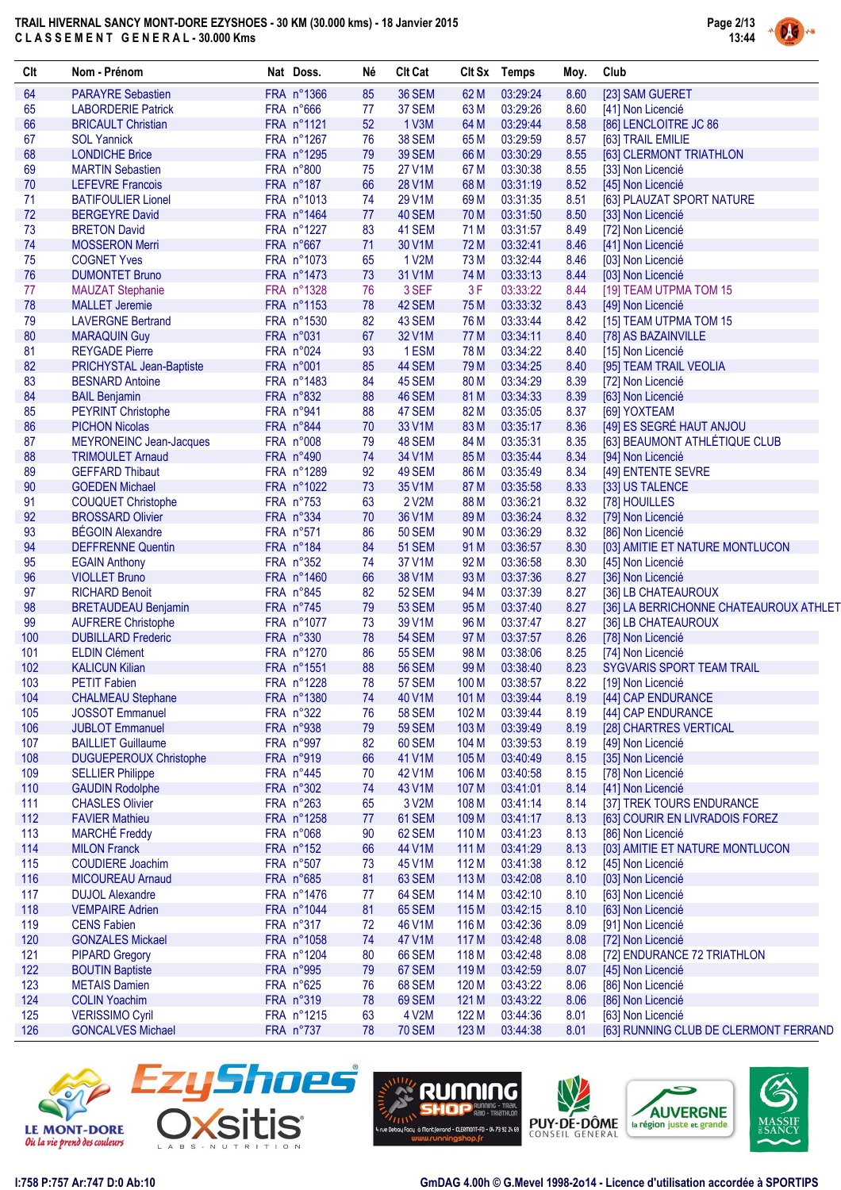# TRAIL HIVERNAL SANCY MONT-DORE EZYSHOES - 30 KM (30.000 kms) - 18 Janvier 2015

## CLASSEMENT GENERAL - 30.000 Kms

| Clt | Nom - Prénom | Nat | Doss. | Né | Clt Cat | Clt Sx | Temps | Moy. | Club |
|---|---|---|---|---|---|---|---|---|---|
| 64 | PARAYRE Sebastien | FRA | n°1366 | 85 | 36 SEM | 62 M | 03:29:24 | 8.60 | [23] SAM GUERET |
| 65 | LABORDERIE Patrick | FRA | n°666 | 77 | 37 SEM | 63 M | 03:29:26 | 8.60 | [41] Non Licencié |
| 66 | BRICAULT Christian | FRA | n°1121 | 52 | 1 V3M | 64 M | 03:29:44 | 8.58 | [86] LENCLOITRE JC 86 |
| 67 | SOL Yannick | FRA | n°1267 | 76 | 38 SEM | 65 M | 03:29:59 | 8.57 | [63] TRAIL EMILIE |
| 68 | LONDICHE Brice | FRA | n°1295 | 79 | 39 SEM | 66 M | 03:30:29 | 8.55 | [63] CLERMONT TRIATHLON |
| 69 | MARTIN Sebastien | FRA | n°800 | 75 | 27 V1M | 67 M | 03:30:38 | 8.55 | [33] Non Licencié |
| 70 | LEFEVRE Francois | FRA | n°187 | 66 | 28 V1M | 68 M | 03:31:19 | 8.52 | [45] Non Licencié |
| 71 | BATIFOULIER Lionel | FRA | n°1013 | 74 | 29 V1M | 69 M | 03:31:35 | 8.51 | [63] PLAUZAT SPORT NATURE |
| 72 | BERGEYRE David | FRA | n°1464 | 77 | 40 SEM | 70 M | 03:31:50 | 8.50 | [33] Non Licencié |
| 73 | BRETON David | FRA | n°1227 | 83 | 41 SEM | 71 M | 03:31:57 | 8.49 | [72] Non Licencié |
| 74 | MOSSERON Merri | FRA | n°667 | 71 | 30 V1M | 72 M | 03:32:41 | 8.46 | [41] Non Licencié |
| 75 | COGNET Yves | FRA | n°1073 | 65 | 1 V2M | 73 M | 03:32:44 | 8.46 | [03] Non Licencié |
| 76 | DUMONTET Bruno | FRA | n°1473 | 73 | 31 V1M | 74 M | 03:33:13 | 8.44 | [03] Non Licencié |
| 77 | MAUZAT Stephanie | FRA | n°1328 | 76 | 3 SEF | 3 F | 03:33:22 | 8.44 | [19] TEAM UTPMA TOM 15 |
| 78 | MALLET Jeremie | FRA | n°1153 | 78 | 42 SEM | 75 M | 03:33:32 | 8.43 | [49] Non Licencié |
| 79 | LAVERGNE Bertrand | FRA | n°1530 | 82 | 43 SEM | 76 M | 03:33:44 | 8.42 | [15] TEAM UTPMA TOM 15 |
| 80 | MARAQUIN Guy | FRA | n°031 | 67 | 32 V1M | 77 M | 03:34:11 | 8.40 | [78] AS BAZAINVILLE |
| 81 | REYGADE Pierre | FRA | n°024 | 93 | 1 ESM | 78 M | 03:34:22 | 8.40 | [15] Non Licencié |
| 82 | PRICHYSTAL Jean-Baptiste | FRA | n°001 | 85 | 44 SEM | 79 M | 03:34:25 | 8.40 | [95] TEAM TRAIL VEOLIA |
| 83 | BESNARD Antoine | FRA | n°1483 | 84 | 45 SEM | 80 M | 03:34:29 | 8.39 | [72] Non Licencié |
| 84 | BAIL Benjamin | FRA | n°832 | 88 | 46 SEM | 81 M | 03:34:33 | 8.39 | [63] Non Licencié |
| 85 | PEYRINT Christophe | FRA | n°941 | 88 | 47 SEM | 82 M | 03:35:05 | 8.37 | [69] YOXTEAM |
| 86 | PICHON Nicolas | FRA | n°844 | 70 | 33 V1M | 83 M | 03:35:17 | 8.36 | [49] ES SEGRÉ HAUT ANJOU |
| 87 | MEYRONEINC Jean-Jacques | FRA | n°008 | 79 | 48 SEM | 84 M | 03:35:31 | 8.35 | [63] BEAUMONT ATHLÉTIQUE CLUB |
| 88 | TRIMOULET Arnaud | FRA | n°490 | 74 | 34 V1M | 85 M | 03:35:44 | 8.34 | [94] Non Licencié |
| 89 | GEFFARD Thibaut | FRA | n°1289 | 92 | 49 SEM | 86 M | 03:35:49 | 8.34 | [49] ENTENTE SEVRE |
| 90 | GOEDEN Michael | FRA | n°1022 | 73 | 35 V1M | 87 M | 03:35:58 | 8.33 | [33] US TALENCE |
| 91 | COUQUET Christophe | FRA | n°753 | 63 | 2 V2M | 88 M | 03:36:21 | 8.32 | [78] HOUILLES |
| 92 | BROSSARD Olivier | FRA | n°334 | 70 | 36 V1M | 89 M | 03:36:24 | 8.32 | [79] Non Licencié |
| 93 | BÉGOIN Alexandre | FRA | n°571 | 86 | 50 SEM | 90 M | 03:36:29 | 8.32 | [86] Non Licencié |
| 94 | DEFFRENNE Quentin | FRA | n°184 | 84 | 51 SEM | 91 M | 03:36:57 | 8.30 | [03] AMITIE ET NATURE MONTLUCON |
| 95 | EGAIN Anthony | FRA | n°352 | 74 | 37 V1M | 92 M | 03:36:58 | 8.30 | [45] Non Licencié |
| 96 | VIOLLET Bruno | FRA | n°1460 | 66 | 38 V1M | 93 M | 03:37:36 | 8.27 | [36] Non Licencié |
| 97 | RICHARD Benoit | FRA | n°845 | 82 | 52 SEM | 94 M | 03:37:39 | 8.27 | [36] LB CHATEAUROUX |
| 98 | BRETAUDEAU Benjamin | FRA | n°745 | 79 | 53 SEM | 95 M | 03:37:40 | 8.27 | [36] LA BERRICHONNE CHATEAUROUX ATHLET |
| 99 | AUFRERE Christophe | FRA | n°1077 | 73 | 39 V1M | 96 M | 03:37:47 | 8.27 | [36] LB CHATEAUROUX |
| 100 | DUBILLARD Frederic | FRA | n°330 | 78 | 54 SEM | 97 M | 03:37:57 | 8.26 | [78] Non Licencié |
| 101 | ELDIN Clément | FRA | n°1270 | 86 | 55 SEM | 98 M | 03:38:06 | 8.25 | [74] Non Licencié |
| 102 | KALICUN Kilian | FRA | n°1551 | 88 | 56 SEM | 99 M | 03:38:40 | 8.23 | SYGVARIS SPORT TEAM TRAIL |
| 103 | PETIT Fabien | FRA | n°1228 | 78 | 57 SEM | 100 M | 03:38:57 | 8.22 | [19] Non Licencié |
| 104 | CHALMEAU Stephane | FRA | n°1380 | 74 | 40 V1M | 101 M | 03:39:44 | 8.19 | [44] CAP ENDURANCE |
| 105 | JOSSOT Emmanuel | FRA | n°322 | 76 | 58 SEM | 102 M | 03:39:44 | 8.19 | [44] CAP ENDURANCE |
| 106 | JUBLOT Emmanuel | FRA | n°938 | 79 | 59 SEM | 103 M | 03:39:49 | 8.19 | [28] CHARTRES VERTICAL |
| 107 | BAILLIET Guillaume | FRA | n°997 | 82 | 60 SEM | 104 M | 03:39:53 | 8.19 | [49] Non Licencié |
| 108 | DUGUEPEROUX Christophe | FRA | n°919 | 66 | 41 V1M | 105 M | 03:40:49 | 8.15 | [35] Non Licencié |
| 109 | SELLIER Philippe | FRA | n°445 | 70 | 42 V1M | 106 M | 03:40:58 | 8.15 | [78] Non Licencié |
| 110 | GAUDIN Rodolphe | FRA | n°302 | 74 | 43 V1M | 107 M | 03:41:01 | 8.14 | [41] Non Licencié |
| 111 | CHASLES Olivier | FRA | n°263 | 65 | 3 V2M | 108 M | 03:41:14 | 8.14 | [37] TREK TOURS ENDURANCE |
| 112 | FAVIER Mathieu | FRA | n°1258 | 77 | 61 SEM | 109 M | 03:41:17 | 8.13 | [63] COURIR EN LIVRADOIS FOREZ |
| 113 | MARCHÉ Freddy | FRA | n°068 | 90 | 62 SEM | 110 M | 03:41:23 | 8.13 | [86] Non Licencié |
| 114 | MILON Franck | FRA | n°152 | 66 | 44 V1M | 111 M | 03:41:29 | 8.13 | [03] AMITIE ET NATURE MONTLUCON |
| 115 | COUDIERE Joachim | FRA | n°507 | 73 | 45 V1M | 112 M | 03:41:38 | 8.12 | [45] Non Licencié |
| 116 | MICOUREAU Arnaud | FRA | n°685 | 81 | 63 SEM | 113 M | 03:42:08 | 8.10 | [03] Non Licencié |
| 117 | DUJOL Alexandre | FRA | n°1476 | 77 | 64 SEM | 114 M | 03:42:10 | 8.10 | [63] Non Licencié |
| 118 | VEMPAIRE Adrien | FRA | n°1044 | 81 | 65 SEM | 115 M | 03:42:15 | 8.10 | [63] Non Licencié |
| 119 | CENS Fabien | FRA | n°317 | 72 | 46 V1M | 116 M | 03:42:36 | 8.09 | [91] Non Licencié |
| 120 | GONZALES Mickael | FRA | n°1058 | 74 | 47 V1M | 117 M | 03:42:48 | 8.08 | [72] Non Licencié |
| 121 | PIPARD Gregory | FRA | n°1204 | 80 | 66 SEM | 118 M | 03:42:48 | 8.08 | [72] ENDURANCE 72 TRIATHLON |
| 122 | BOUTIN Baptiste | FRA | n°995 | 79 | 67 SEM | 119 M | 03:42:59 | 8.07 | [45] Non Licencié |
| 123 | METAIS Damien | FRA | n°625 | 76 | 68 SEM | 120 M | 03:43:22 | 8.06 | [86] Non Licencié |
| 124 | COLIN Yoachim | FRA | n°319 | 78 | 69 SEM | 121 M | 03:43:22 | 8.06 | [86] Non Licencié |
| 125 | VERISSIMO Cyril | FRA | n°1215 | 63 | 4 V2M | 122 M | 03:44:36 | 8.01 | [63] Non Licencié |
| 126 | GONCALVES Michael | FRA | n°737 | 78 | 70 SEM | 123 M | 03:44:38 | 8.01 | [63] RUNNING CLUB DE CLERMONT FERRAND |

I:758 P:757 Ar:747 D:0 Ab:10

GmDAG 4.00h © G.Mevel 1998-2014 - Licence d'utilisation accordée à SPORTIPS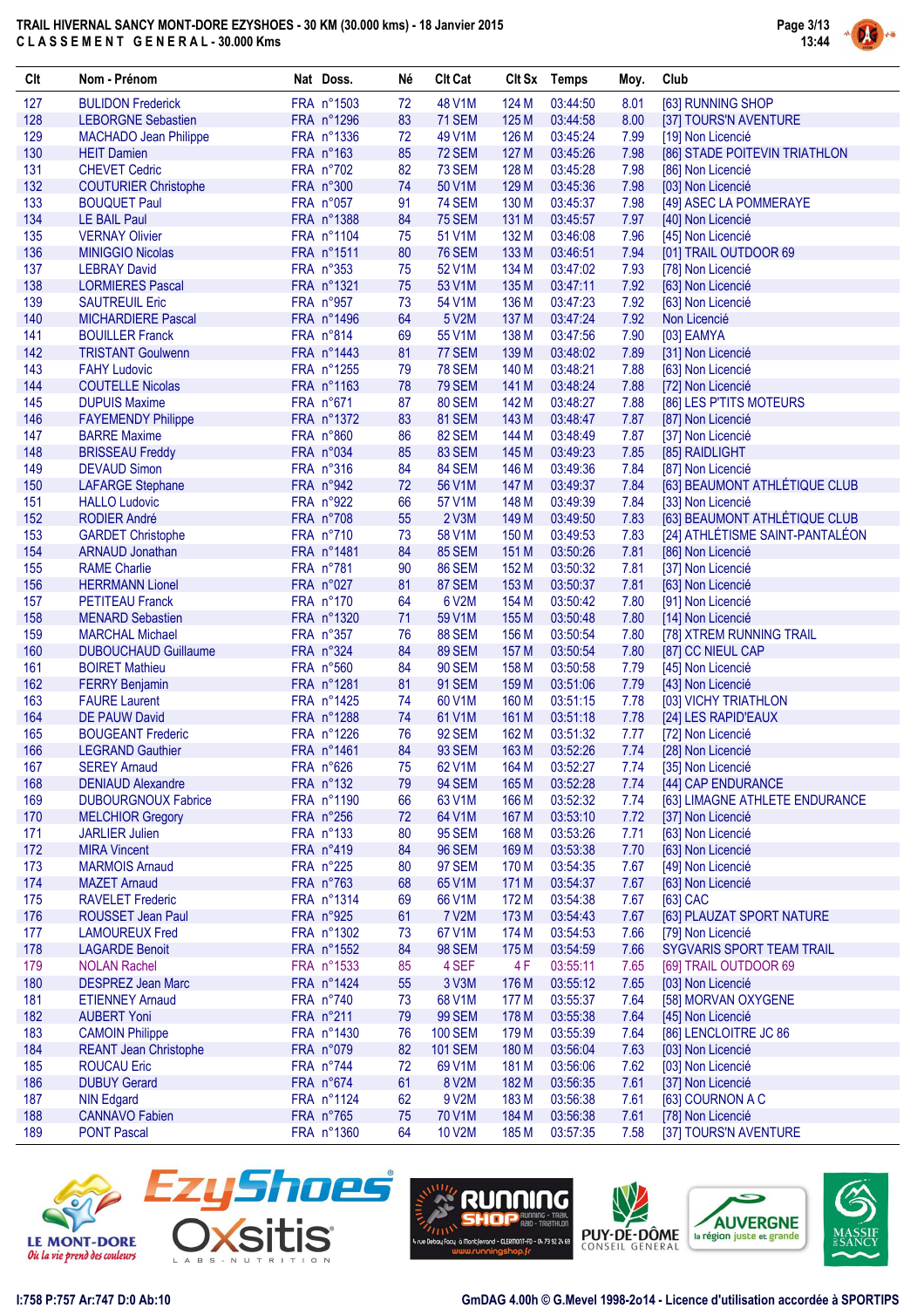TRAIL HIVERNAL SANCY MONT-DORE EZYSHOES - 30 KM (30.000 kms) - 18 Janvier 2015
CLASSEMENT GENERAL - 30.000 Kms

| Clt | Nom - Prénom | Nat | Doss. | Né | Clt Cat | Clt Sx | Temps | Moy. | Club |
|---|---|---|---|---|---|---|---|---|---|
| 127 | BULIDON Frederick | FRA | n°1503 | 72 | 48 V1M | 124 M | 03:44:50 | 8.01 | [63] RUNNING SHOP |
| 128 | LEBORGNE Sebastien | FRA | n°1296 | 83 | 71 SEM | 125 M | 03:44:58 | 8.00 | [37] TOURS'N AVENTURE |
| 129 | MACHADO Jean Philippe | FRA | n°1336 | 72 | 49 V1M | 126 M | 03:45:24 | 7.99 | [19] Non Licencié |
| 130 | HEIT Damien | FRA | n°163 | 85 | 72 SEM | 127 M | 03:45:26 | 7.98 | [86] STADE POITEVIN TRIATHLON |
| 131 | CHEVET Cedric | FRA | n°702 | 82 | 73 SEM | 128 M | 03:45:28 | 7.98 | [86] Non Licencié |
| 132 | COUTURIER Christophe | FRA | n°300 | 74 | 50 V1M | 129 M | 03:45:36 | 7.98 | [03] Non Licencié |
| 133 | BOUQUET Paul | FRA | n°057 | 91 | 74 SEM | 130 M | 03:45:37 | 7.98 | [49] ASEC LA POMMERAYE |
| 134 | LE BAIL Paul | FRA | n°1388 | 84 | 75 SEM | 131 M | 03:45:57 | 7.97 | [40] Non Licencié |
| 135 | VERNAY Olivier | FRA | n°1104 | 75 | 51 V1M | 132 M | 03:46:08 | 7.96 | [45] Non Licencié |
| 136 | MINIGGIO Nicolas | FRA | n°1511 | 80 | 76 SEM | 133 M | 03:46:51 | 7.94 | [01] TRAIL OUTDOOR 69 |
| 137 | LEBRAY David | FRA | n°353 | 75 | 52 V1M | 134 M | 03:47:02 | 7.93 | [78] Non Licencié |
| 138 | LORMIERES Pascal | FRA | n°1321 | 75 | 53 V1M | 135 M | 03:47:11 | 7.92 | [63] Non Licencié |
| 139 | SAUTREUIL Eric | FRA | n°957 | 73 | 54 V1M | 136 M | 03:47:23 | 7.92 | [63] Non Licencié |
| 140 | MICHARDIERE Pascal | FRA | n°1496 | 64 | 5 V2M | 137 M | 03:47:24 | 7.92 | Non Licencié |
| 141 | BOUILLER Franck | FRA | n°814 | 69 | 55 V1M | 138 M | 03:47:56 | 7.90 | [03] EAMYA |
| 142 | TRISTANT Goulwenn | FRA | n°1443 | 81 | 77 SEM | 139 M | 03:48:02 | 7.89 | [31] Non Licencié |
| 143 | FAHY Ludovic | FRA | n°1255 | 79 | 78 SEM | 140 M | 03:48:21 | 7.88 | [63] Non Licencié |
| 144 | COUTELLE Nicolas | FRA | n°1163 | 78 | 79 SEM | 141 M | 03:48:24 | 7.88 | [72] Non Licencié |
| 145 | DUPUIS Maxime | FRA | n°671 | 87 | 80 SEM | 142 M | 03:48:27 | 7.88 | [86] LES P'TITS MOTEURS |
| 146 | FAYEMENDY Philippe | FRA | n°1372 | 83 | 81 SEM | 143 M | 03:48:47 | 7.87 | [87] Non Licencié |
| 147 | BARRE Maxime | FRA | n°860 | 86 | 82 SEM | 144 M | 03:48:49 | 7.87 | [37] Non Licencié |
| 148 | BRISSEAU Freddy | FRA | n°034 | 85 | 83 SEM | 145 M | 03:49:23 | 7.85 | [85] RAIDLIGHT |
| 149 | DEVAUD Simon | FRA | n°316 | 84 | 84 SEM | 146 M | 03:49:36 | 7.84 | [87] Non Licencié |
| 150 | LAFARGE Stephane | FRA | n°942 | 72 | 56 V1M | 147 M | 03:49:37 | 7.84 | [63] BEAUMONT ATHLÉTIQUE CLUB |
| 151 | HALLO Ludovic | FRA | n°922 | 66 | 57 V1M | 148 M | 03:49:39 | 7.84 | [33] Non Licencié |
| 152 | RODIER André | FRA | n°708 | 55 | 2 V3M | 149 M | 03:49:50 | 7.83 | [63] BEAUMONT ATHLÉTIQUE CLUB |
| 153 | GARDET Christophe | FRA | n°710 | 73 | 58 V1M | 150 M | 03:49:53 | 7.83 | [24] ATHLÉTISME SAINT-PANTALÉON |
| 154 | ARNAUD Jonathan | FRA | n°1481 | 84 | 85 SEM | 151 M | 03:50:26 | 7.81 | [86] Non Licencié |
| 155 | RAME Charlie | FRA | n°781 | 90 | 86 SEM | 152 M | 03:50:32 | 7.81 | [37] Non Licencié |
| 156 | HERRMANN Lionel | FRA | n°027 | 81 | 87 SEM | 153 M | 03:50:37 | 7.81 | [63] Non Licencié |
| 157 | PETITEAU Franck | FRA | n°170 | 64 | 6 V2M | 154 M | 03:50:42 | 7.80 | [91] Non Licencié |
| 158 | MENARD Sebastien | FRA | n°1320 | 71 | 59 V1M | 155 M | 03:50:48 | 7.80 | [14] Non Licencié |
| 159 | MARCHAL Michael | FRA | n°357 | 76 | 88 SEM | 156 M | 03:50:54 | 7.80 | [78] XTREM RUNNING TRAIL |
| 160 | DUBOUCHAUD Guillaume | FRA | n°324 | 84 | 89 SEM | 157 M | 03:50:54 | 7.80 | [87] CC NIEUL CAP |
| 161 | BOIRET Mathieu | FRA | n°560 | 84 | 90 SEM | 158 M | 03:50:58 | 7.79 | [45] Non Licencié |
| 162 | FERRY Benjamin | FRA | n°1281 | 81 | 91 SEM | 159 M | 03:51:06 | 7.79 | [43] Non Licencié |
| 163 | FAURE Laurent | FRA | n°1425 | 74 | 60 V1M | 160 M | 03:51:15 | 7.78 | [03] VICHY TRIATHLON |
| 164 | DE PAUW David | FRA | n°1288 | 74 | 61 V1M | 161 M | 03:51:18 | 7.78 | [24] LES RAPID'EAUX |
| 165 | BOUGEANT Frederic | FRA | n°1226 | 76 | 92 SEM | 162 M | 03:51:32 | 7.77 | [72] Non Licencié |
| 166 | LEGRAND Gauthier | FRA | n°1461 | 84 | 93 SEM | 163 M | 03:52:26 | 7.74 | [28] Non Licencié |
| 167 | SEREY Arnaud | FRA | n°626 | 75 | 62 V1M | 164 M | 03:52:27 | 7.74 | [35] Non Licencié |
| 168 | DENIAUD Alexandre | FRA | n°132 | 79 | 94 SEM | 165 M | 03:52:28 | 7.74 | [44] CAP ENDURANCE |
| 169 | DUBOURGNOUX Fabrice | FRA | n°1190 | 66 | 63 V1M | 166 M | 03:52:32 | 7.74 | [63] LIMAGNE ATHLETE ENDURANCE |
| 170 | MELCHIOR Gregory | FRA | n°256 | 72 | 64 V1M | 167 M | 03:53:10 | 7.72 | [37] Non Licencié |
| 171 | JARLIER Julien | FRA | n°133 | 80 | 95 SEM | 168 M | 03:53:26 | 7.71 | [63] Non Licencié |
| 172 | MIRA Vincent | FRA | n°419 | 84 | 96 SEM | 169 M | 03:53:38 | 7.70 | [63] Non Licencié |
| 173 | MARMOIS Arnaud | FRA | n°225 | 80 | 97 SEM | 170 M | 03:54:35 | 7.67 | [49] Non Licencié |
| 174 | MAZET Arnaud | FRA | n°763 | 68 | 65 V1M | 171 M | 03:54:37 | 7.67 | [63] Non Licencié |
| 175 | RAVELET Frederic | FRA | n°1314 | 69 | 66 V1M | 172 M | 03:54:38 | 7.67 | [63] CAC |
| 176 | ROUSSET Jean Paul | FRA | n°925 | 61 | 7 V2M | 173 M | 03:54:43 | 7.67 | [63] PLAUZAT SPORT NATURE |
| 177 | LAMOUREUX Fred | FRA | n°1302 | 73 | 67 V1M | 174 M | 03:54:53 | 7.66 | [79] Non Licencié |
| 178 | LAGARDE Benoit | FRA | n°1552 | 84 | 98 SEM | 175 M | 03:54:59 | 7.66 | SYGVARIS SPORT TEAM TRAIL |
| 179 | NOLAN Rachel | FRA | n°1533 | 85 | 4 SEF | 4 F | 03:55:11 | 7.65 | [69] TRAIL OUTDOOR 69 |
| 180 | DESPREZ Jean Marc | FRA | n°1424 | 55 | 3 V3M | 176 M | 03:55:12 | 7.65 | [03] Non Licencié |
| 181 | ETIENNEY Arnaud | FRA | n°740 | 73 | 68 V1M | 177 M | 03:55:37 | 7.64 | [58] MORVAN OXYGENE |
| 182 | AUBERT Yoni | FRA | n°211 | 79 | 99 SEM | 178 M | 03:55:38 | 7.64 | [45] Non Licencié |
| 183 | CAMOIN Philippe | FRA | n°1430 | 76 | 100 SEM | 179 M | 03:55:39 | 7.64 | [86] LENCLOITRE JC 86 |
| 184 | REANT Jean Christophe | FRA | n°079 | 82 | 101 SEM | 180 M | 03:56:04 | 7.63 | [03] Non Licencié |
| 185 | ROUCAU Eric | FRA | n°744 | 72 | 69 V1M | 181 M | 03:56:06 | 7.62 | [03] Non Licencié |
| 186 | DUBUY Gerard | FRA | n°674 | 61 | 8 V2M | 182 M | 03:56:35 | 7.61 | [37] Non Licencié |
| 187 | NIN Edgard | FRA | n°1124 | 62 | 9 V2M | 183 M | 03:56:38 | 7.61 | [63] COURNON A C |
| 188 | CANNAVO Fabien | FRA | n°765 | 75 | 70 V1M | 184 M | 03:56:38 | 7.61 | [78] Non Licencié |
| 189 | PONT Pascal | FRA | n°1360 | 64 | 10 V2M | 185 M | 03:57:35 | 7.58 | [37] TOURS'N AVENTURE |

I:758 P:757 Ar:747 D:0 Ab:10

GmDAG 4.00h © G.Mevel 1998-2o14 - Licence d'utilisation accordée à SPORTIPS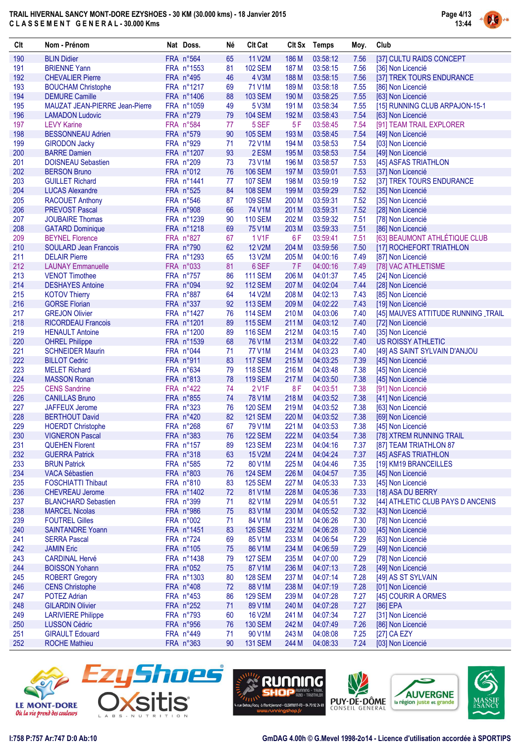# TRAIL HIVERNAL SANCY MONT-DORE EZYSHOES - 30 KM (30.000 kms) - 18 Janvier 2015

## CLASSEMENT GENERAL - 30.000 Kms

| Clt | Nom - Prénom | Nat | Doss. | Né | Clt Cat | Clt Sx | Temps | Moy. | Club |
|---|---|---|---|---|---|---|---|---|---|
| 190 | BLIN Didier | FRA | n°564 | 65 | 11 V2M | 186 M | 03:58:12 | 7.56 | [37] CULTU RAIDS CONCEPT |
| 191 | BRIENNE Yann | FRA | n°1553 | 81 | 102 SEM | 187 M | 03:58:15 | 7.56 | [36] Non Licencié |
| 192 | CHEVALIER Pierre | FRA | n°495 | 46 | 4 V3M | 188 M | 03:58:15 | 7.56 | [37] TREK TOURS ENDURANCE |
| 193 | BOUCHAM Christophe | FRA | n°1217 | 69 | 71 V1M | 189 M | 03:58:18 | 7.55 | [86] Non Licencié |
| 194 | DEMURE Camille | FRA | n°1406 | 88 | 103 SEM | 190 M | 03:58:25 | 7.55 | [63] Non Licencié |
| 195 | MAUZAT JEAN-PIERRE Jean-Pierre | FRA | n°1059 | 49 | 5 V3M | 191 M | 03:58:34 | 7.55 | [15] RUNNING CLUB ARPAJON-15-1 |
| 196 | LAMADON Ludovic | FRA | n°279 | 79 | 104 SEM | 192 M | 03:58:43 | 7.54 | [63] Non Licencié |
| 197 | LEVY Karine | FRA | n°584 | 77 | 5 SEF | 5 F | 03:58:45 | 7.54 | [91] TEAM TRAIL EXPLORER |
| 198 | BESSONNEAU Adrien | FRA | n°579 | 90 | 105 SEM | 193 M | 03:58:45 | 7.54 | [49] Non Licencié |
| 199 | GIRODON Jacky | FRA | n°929 | 71 | 72 V1M | 194 M | 03:58:53 | 7.54 | [03] Non Licencié |
| 200 | BARRE Damien | FRA | n°1207 | 93 | 2 ESM | 195 M | 03:58:53 | 7.54 | [49] Non Licencié |
| 201 | DOISNEAU Sebastien | FRA | n°209 | 73 | 73 V1M | 196 M | 03:58:57 | 7.53 | [45] ASFAS TRIATHLON |
| 202 | BERSON Bruno | FRA | n°012 | 76 | 106 SEM | 197 M | 03:59:01 | 7.53 | [37] Non Licencié |
| 203 | GUILLET Richard | FRA | n°1441 | 77 | 107 SEM | 198 M | 03:59:19 | 7.52 | [37] TREK TOURS ENDURANCE |
| 204 | LUCAS Alexandre | FRA | n°525 | 84 | 108 SEM | 199 M | 03:59:29 | 7.52 | [35] Non Licencié |
| 205 | RACOUET Anthony | FRA | n°546 | 87 | 109 SEM | 200 M | 03:59:31 | 7.52 | [35] Non Licencié |
| 206 | PREVOST Pascal | FRA | n°908 | 66 | 74 V1M | 201 M | 03:59:31 | 7.52 | [28] Non Licencié |
| 207 | JOUBAIRE Thomas | FRA | n°1239 | 90 | 110 SEM | 202 M | 03:59:32 | 7.51 | [78] Non Licencié |
| 208 | GATARD Dominique | FRA | n°1218 | 69 | 75 V1M | 203 M | 03:59:33 | 7.51 | [86] Non Licencié |
| 209 | BEYNEL Florence | FRA | n°827 | 67 | 1 V1F | 6 F | 03:59:41 | 7.51 | [63] BEAUMONT ATHLÉTIQUE CLUB |
| 210 | SOULARD Jean Francois | FRA | n°790 | 62 | 12 V2M | 204 M | 03:59:56 | 7.50 | [17] ROCHEFORT TRIATHLON |
| 211 | DELAIR Pierre | FRA | n°1293 | 65 | 13 V2M | 205 M | 04:00:16 | 7.49 | [87] Non Licencié |
| 212 | LAUNAY Emmanuelle | FRA | n°033 | 81 | 6 SEF | 7 F | 04:00:16 | 7.49 | [78] VAC ATHLETISME |
| 213 | VENOT Timothee | FRA | n°757 | 86 | 111 SEM | 206 M | 04:01:37 | 7.45 | [24] Non Licencié |
| 214 | DESHAYES Antoine | FRA | n°094 | 92 | 112 SEM | 207 M | 04:02:04 | 7.44 | [28] Non Licencié |
| 215 | KOTOV Thierry | FRA | n°887 | 64 | 14 V2M | 208 M | 04:02:13 | 7.43 | [85] Non Licencié |
| 216 | GORSE Florian | FRA | n°337 | 92 | 113 SEM | 209 M | 04:02:22 | 7.43 | [19] Non Licencié |
| 217 | GREJON Olivier | FRA | n°1427 | 76 | 114 SEM | 210 M | 04:03:06 | 7.40 | [45] MAUVES ATTITUDE RUNNING _TRAIL |
| 218 | RICORDEAU Francois | FRA | n°1201 | 89 | 115 SEM | 211 M | 04:03:12 | 7.40 | [72] Non Licencié |
| 219 | HENAULT Antoine | FRA | n°1200 | 89 | 116 SEM | 212 M | 04:03:15 | 7.40 | [35] Non Licencié |
| 220 | OHREL Philippe | FRA | n°1539 | 68 | 76 V1M | 213 M | 04:03:22 | 7.40 | US ROISSY ATHLETIC |
| 221 | SCHNEIDER Maurin | FRA | n°044 | 71 | 77 V1M | 214 M | 04:03:23 | 7.40 | [49] AS SAINT SYLVAIN D'ANJOU |
| 222 | BILLOT Cedric | FRA | n°911 | 83 | 117 SEM | 215 M | 04:03:25 | 7.39 | [45] Non Licencié |
| 223 | MELET Richard | FRA | n°634 | 79 | 118 SEM | 216 M | 04:03:48 | 7.38 | [45] Non Licencié |
| 224 | MASSON Ronan | FRA | n°813 | 78 | 119 SEM | 217 M | 04:03:50 | 7.38 | [45] Non Licencié |
| 225 | CENS Sandrine | FRA | n°422 | 74 | 2 V1F | 8 F | 04:03:51 | 7.38 | [91] Non Licencié |
| 226 | CANILLAS Bruno | FRA | n°855 | 74 | 78 V1M | 218 M | 04:03:52 | 7.38 | [41] Non Licencié |
| 227 | JAFFEUX Jerome | FRA | n°323 | 76 | 120 SEM | 219 M | 04:03:52 | 7.38 | [63] Non Licencié |
| 228 | BERTHOUT David | FRA | n°420 | 82 | 121 SEM | 220 M | 04:03:52 | 7.38 | [69] Non Licencié |
| 229 | HOERDT Christophe | FRA | n°268 | 67 | 79 V1M | 221 M | 04:03:53 | 7.38 | [45] Non Licencié |
| 230 | VIGNERON Pascal | FRA | n°383 | 76 | 122 SEM | 222 M | 04:03:54 | 7.38 | [78] XTREM RUNNING TRAIL |
| 231 | QUEHEN Florent | FRA | n°157 | 89 | 123 SEM | 223 M | 04:04:16 | 7.37 | [87] TEAM TRIATHLON 87 |
| 232 | GUERRA Patrick | FRA | n°318 | 63 | 15 V2M | 224 M | 04:04:24 | 7.37 | [45] ASFAS TRIATHLON |
| 233 | BRUN Patrick | FRA | n°585 | 72 | 80 V1M | 225 M | 04:04:46 | 7.35 | [19] KM19 BRANCEILLES |
| 234 | VACA Sébastien | FRA | n°803 | 76 | 124 SEM | 226 M | 04:04:57 | 7.35 | [45] Non Licencié |
| 235 | FOSCHIATTI Thibaut | FRA | n°810 | 83 | 125 SEM | 227 M | 04:05:33 | 7.33 | [45] Non Licencié |
| 236 | CHEVREAU Jerome | FRA | n°1402 | 72 | 81 V1M | 228 M | 04:05:36 | 7.33 | [18] ASA DU BERRY |
| 237 | BLANCHARD Sebastien | FRA | n°399 | 71 | 82 V1M | 229 M | 04:05:51 | 7.32 | [44] ATHLETIC CLUB PAYS D ANCENIS |
| 238 | MARCEL Nicolas | FRA | n°986 | 75 | 83 V1M | 230 M | 04:05:52 | 7.32 | [43] Non Licencié |
| 239 | FOUTREL Gilles | FRA | n°002 | 71 | 84 V1M | 231 M | 04:06:26 | 7.30 | [78] Non Licencié |
| 240 | SAINTANDRE Yoann | FRA | n°1451 | 83 | 126 SEM | 232 M | 04:06:28 | 7.30 | [45] Non Licencié |
| 241 | SERRA Pascal | FRA | n°724 | 69 | 85 V1M | 233 M | 04:06:54 | 7.29 | [63] Non Licencié |
| 242 | JAMIN Eric | FRA | n°105 | 75 | 86 V1M | 234 M | 04:06:59 | 7.29 | [49] Non Licencié |
| 243 | CARDINAL Hervé | FRA | n°1438 | 79 | 127 SEM | 235 M | 04:07:00 | 7.29 | [78] Non Licencié |
| 244 | BOISSON Yohann | FRA | n°052 | 75 | 87 V1M | 236 M | 04:07:13 | 7.28 | [49] Non Licencié |
| 245 | ROBERT Gregory | FRA | n°1303 | 80 | 128 SEM | 237 M | 04:07:14 | 7.28 | [49] AS ST SYLVAIN |
| 246 | CENS Christophe | FRA | n°408 | 72 | 88 V1M | 238 M | 04:07:19 | 7.28 | [01] Non Licencié |
| 247 | POTEZ Adrian | FRA | n°453 | 86 | 129 SEM | 239 M | 04:07:28 | 7.27 | [45] COURIR A ORMES |
| 248 | GILARDIN Olivier | FRA | n°252 | 71 | 89 V1M | 240 M | 04:07:28 | 7.27 | [86] EPA |
| 249 | LARIVIERE Philippe | FRA | n°793 | 60 | 16 V2M | 241 M | 04:07:34 | 7.27 | [31] Non Licencié |
| 250 | LUSSON Cédric | FRA | n°956 | 76 | 130 SEM | 242 M | 04:07:49 | 7.26 | [86] Non Licencié |
| 251 | GIRAULT Edouard | FRA | n°449 | 71 | 90 V1M | 243 M | 04:08:08 | 7.25 | [27] CA EZY |
| 252 | ROCHE Mathieu | FRA | n°363 | 90 | 131 SEM | 244 M | 04:08:33 | 7.24 | [03] Non Licencié |

I:758 P:757 Ar:747 D:0 Ab:10

GmDAG 4.00h © G.Mevel 1998-2014 - Licence d'utilisation accordée à SPORTIPS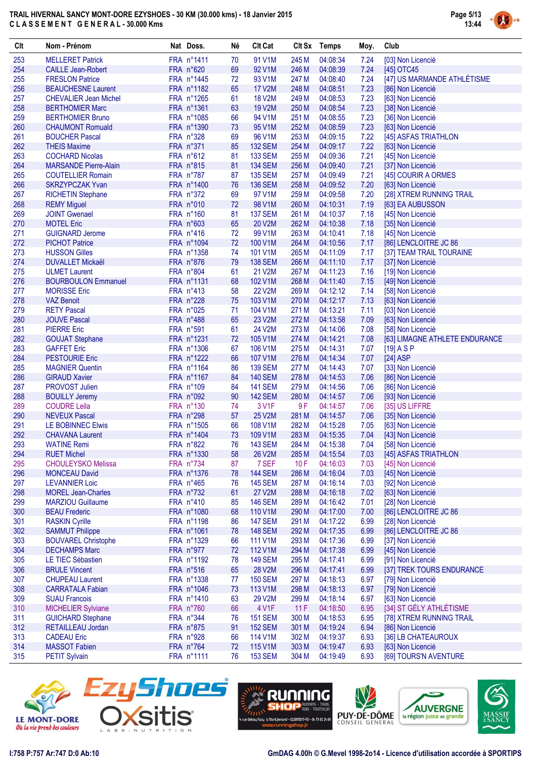# TRAIL HIVERNAL SANCY MONT-DORE EZYSHOES - 30 KM (30.000 kms) - 18 Janvier 2015

## CLASSEMENT GENERAL - 30.000 Kms

| Clt | Nom - Prénom | Nat | Doss. | Né | Clt Cat | Clt Sx | Temps | Moy. | Club |
|---|---|---|---|---|---|---|---|---|---|
| 253 | MELLERET Patrick | FRA | n°1411 | 70 | 91 V1M | 245 M | 04:08:34 | 7.24 | [03] Non Licencié |
| 254 | CAILLE Jean-Robert | FRA | n°620 | 69 | 92 V1M | 246 M | 04:08:39 | 7.24 | [45] OTC45 |
| 255 | FRESLON Patrice | FRA | n°1445 | 72 | 93 V1M | 247 M | 04:08:40 | 7.24 | [47] US MARMANDE ATHLÉTISME |
| 256 | BEAUCHESNE Laurent | FRA | n°1182 | 65 | 17 V2M | 248 M | 04:08:51 | 7.23 | [86] Non Licencié |
| 257 | CHEVALIER Jean Michel | FRA | n°1265 | 61 | 18 V2M | 249 M | 04:08:53 | 7.23 | [63] Non Licencié |
| 258 | BERTHOMIER Marc | FRA | n°1361 | 63 | 19 V2M | 250 M | 04:08:54 | 7.23 | [38] Non Licencié |
| 259 | BERTHOMIER Bruno | FRA | n°1085 | 66 | 94 V1M | 251 M | 04:08:55 | 7.23 | [36] Non Licencié |
| 260 | CHAUMONT Romuald | FRA | n°1390 | 73 | 95 V1M | 252 M | 04:08:59 | 7.23 | [63] Non Licencié |
| 261 | BOUCHER Pascal | FRA | n°328 | 69 | 96 V1M | 253 M | 04:09:15 | 7.22 | [45] ASFAS TRIATHLON |
| 262 | THEIS Maxime | FRA | n°371 | 85 | 132 SEM | 254 M | 04:09:17 | 7.22 | [63] Non Licencié |
| 263 | COCHARD Nicolas | FRA | n°612 | 81 | 133 SEM | 255 M | 04:09:36 | 7.21 | [45] Non Licencié |
| 264 | MARSANDE Pierre-Alain | FRA | n°815 | 81 | 134 SEM | 256 M | 04:09:40 | 7.21 | [37] Non Licencié |
| 265 | COUTELLIER Romain | FRA | n°787 | 87 | 135 SEM | 257 M | 04:09:49 | 7.21 | [45] COURIR A ORMES |
| 266 | SKRZYPCZAK Yvan | FRA | n°1400 | 76 | 136 SEM | 258 M | 04:09:52 | 7.20 | [63] Non Licencié |
| 267 | RICHETIN Stephane | FRA | n°372 | 69 | 97 V1M | 259 M | 04:09:58 | 7.20 | [28] XTREM RUNNING TRAIL |
| 268 | REMY Miguel | FRA | n°010 | 72 | 98 V1M | 260 M | 04:10:31 | 7.19 | [63] EA AUBUSSON |
| 269 | JOINT Gwenael | FRA | n°160 | 81 | 137 SEM | 261 M | 04:10:37 | 7.18 | [45] Non Licencié |
| 270 | MOTEL Eric | FRA | n°603 | 65 | 20 V2M | 262 M | 04:10:38 | 7.18 | [35] Non Licencié |
| 271 | GUIGNARD Jerome | FRA | n°416 | 72 | 99 V1M | 263 M | 04:10:41 | 7.18 | [45] Non Licencié |
| 272 | PICHOT Patrice | FRA | n°1094 | 72 | 100 V1M | 264 M | 04:10:56 | 7.17 | [86] LENCLOITRE JC 86 |
| 273 | HUSSON Gilles | FRA | n°1358 | 74 | 101 V1M | 265 M | 04:11:09 | 7.17 | [37] TEAM TRAIL TOURAINE |
| 274 | DUVALLET Mickaël | FRA | n°876 | 79 | 138 SEM | 266 M | 04:11:10 | 7.17 | [37] Non Licencié |
| 275 | ULMET Laurent | FRA | n°804 | 61 | 21 V2M | 267 M | 04:11:23 | 7.16 | [19] Non Licencié |
| 276 | BOURBOULON Emmanuel | FRA | n°1131 | 68 | 102 V1M | 268 M | 04:11:40 | 7.15 | [49] Non Licencié |
| 277 | MORISSE Eric | FRA | n°413 | 58 | 22 V2M | 269 M | 04:12:12 | 7.14 | [58] Non Licencié |
| 278 | VAZ Benoit | FRA | n°228 | 75 | 103 V1M | 270 M | 04:12:17 | 7.13 | [63] Non Licencié |
| 279 | RETY Pascal | FRA | n°025 | 71 | 104 V1M | 271 M | 04:13:21 | 7.11 | [03] Non Licencié |
| 280 | JOUVE Pascal | FRA | n°488 | 65 | 23 V2M | 272 M | 04:13:58 | 7.09 | [63] Non Licencié |
| 281 | PIERRE Eric | FRA | n°591 | 61 | 24 V2M | 273 M | 04:14:06 | 7.08 | [58] Non Licencié |
| 282 | GOUJAT Stephane | FRA | n°1231 | 72 | 105 V1M | 274 M | 04:14:21 | 7.08 | [63] LIMAGNE ATHLETE ENDURANCE |
| 283 | GAFFET Eric | FRA | n°1306 | 67 | 106 V1M | 275 M | 04:14:31 | 7.07 | [19] A S P |
| 284 | PESTOURIE Eric | FRA | n°1222 | 66 | 107 V1M | 276 M | 04:14:34 | 7.07 | [24] ASP |
| 285 | MAGNIER Quentin | FRA | n°1164 | 86 | 139 SEM | 277 M | 04:14:43 | 7.07 | [33] Non Licencié |
| 286 | GIRAUD Xavier | FRA | n°1167 | 84 | 140 SEM | 278 M | 04:14:53 | 7.06 | [86] Non Licencié |
| 287 | PROVOST Julien | FRA | n°109 | 84 | 141 SEM | 279 M | 04:14:56 | 7.06 | [86] Non Licencié |
| 288 | BOUILLY Jeremy | FRA | n°092 | 90 | 142 SEM | 280 M | 04:14:57 | 7.06 | [93] Non Licencié |
| 289 | COUDRE Leila | FRA | n°130 | 74 | 3 V1F | 9 F | 04:14:57 | 7.06 | [35] US LIFFRE |
| 290 | NEVEUX Pascal | FRA | n°298 | 57 | 25 V2M | 281 M | 04:14:57 | 7.06 | [35] Non Licencié |
| 291 | LE BOBINNEC Elwis | FRA | n°1505 | 66 | 108 V1M | 282 M | 04:15:28 | 7.05 | [63] Non Licencié |
| 292 | CHAVANA Laurent | FRA | n°1404 | 73 | 109 V1M | 283 M | 04:15:35 | 7.04 | [43] Non Licencié |
| 293 | WATINE Remi | FRA | n°822 | 76 | 143 SEM | 284 M | 04:15:38 | 7.04 | [58] Non Licencié |
| 294 | RUET Michel | FRA | n°1330 | 58 | 26 V2M | 285 M | 04:15:54 | 7.03 | [45] ASFAS TRIATHLON |
| 295 | CHOULEYSKO Melissa | FRA | n°734 | 87 | 7 SEF | 10 F | 04:16:03 | 7.03 | [45] Non Licencié |
| 296 | MONCEAU David | FRA | n°1376 | 78 | 144 SEM | 286 M | 04:16:04 | 7.03 | [45] Non Licencié |
| 297 | LEVANNIER Loic | FRA | n°465 | 76 | 145 SEM | 287 M | 04:16:14 | 7.03 | [92] Non Licencié |
| 298 | MOREL Jean-Charles | FRA | n°732 | 61 | 27 V2M | 288 M | 04:16:18 | 7.02 | [63] Non Licencié |
| 299 | MARZIOU Guillaume | FRA | n°410 | 85 | 146 SEM | 289 M | 04:16:42 | 7.01 | [28] Non Licencié |
| 300 | BEAU Frederic | FRA | n°1080 | 68 | 110 V1M | 290 M | 04:17:00 | 7.00 | [86] LENCLOITRE JC 86 |
| 301 | RASKIN Cyrille | FRA | n°1198 | 86 | 147 SEM | 291 M | 04:17:22 | 6.99 | [28] Non Licencié |
| 302 | SAMMUT Philippe | FRA | n°1061 | 78 | 148 SEM | 292 M | 04:17:35 | 6.99 | [86] LENCLOITRE JC 86 |
| 303 | BOUVAREL Christophe | FRA | n°1329 | 66 | 111 V1M | 293 M | 04:17:36 | 6.99 | [37] Non Licencié |
| 304 | DECHAMPS Marc | FRA | n°977 | 72 | 112 V1M | 294 M | 04:17:38 | 6.99 | [45] Non Licencié |
| 305 | LE TIEC Sébastien | FRA | n°1192 | 78 | 149 SEM | 295 M | 04:17:41 | 6.99 | [91] Non Licencié |
| 306 | BRULE Vincent | FRA | n°516 | 65 | 28 V2M | 296 M | 04:17:41 | 6.99 | [37] TREK TOURS ENDURANCE |
| 307 | CHUPEAU Laurent | FRA | n°1338 | 77 | 150 SEM | 297 M | 04:18:13 | 6.97 | [79] Non Licencié |
| 308 | CARRATALA Fabian | FRA | n°1046 | 73 | 113 V1M | 298 M | 04:18:13 | 6.97 | [79] Non Licencié |
| 309 | SUAU Francois | FRA | n°1410 | 63 | 29 V2M | 299 M | 04:18:14 | 6.97 | [63] Non Licencié |
| 310 | MICHELIER Sylviane | FRA | n°760 | 66 | 4 V1F | 11 F | 04:18:50 | 6.95 | [34] ST GÉLY ATHLÉTISME |
| 311 | GUICHARD Stephane | FRA | n°344 | 76 | 151 SEM | 300 M | 04:18:53 | 6.95 | [78] XTREM RUNNING TRAIL |
| 312 | RETAILLEAU Jordan | FRA | n°875 | 91 | 152 SEM | 301 M | 04:19:24 | 6.94 | [86] Non Licencié |
| 313 | CADEAU Eric | FRA | n°928 | 66 | 114 V1M | 302 M | 04:19:37 | 6.93 | [36] LB CHATEAUROUX |
| 314 | MASSOT Fabien | FRA | n°764 | 72 | 115 V1M | 303 M | 04:19:47 | 6.93 | [63] Non Licencié |
| 315 | PETIT Sylvain | FRA | n°1111 | 76 | 153 SEM | 304 M | 04:19:49 | 6.93 | [69] TOURS'N AVENTURE |

I:758 P:757 Ar:747 D:0 Ab:10

GmDAG 4.00h © G.Mevel 1998-2o14 - Licence d'utilisation accordée à SPORTIPS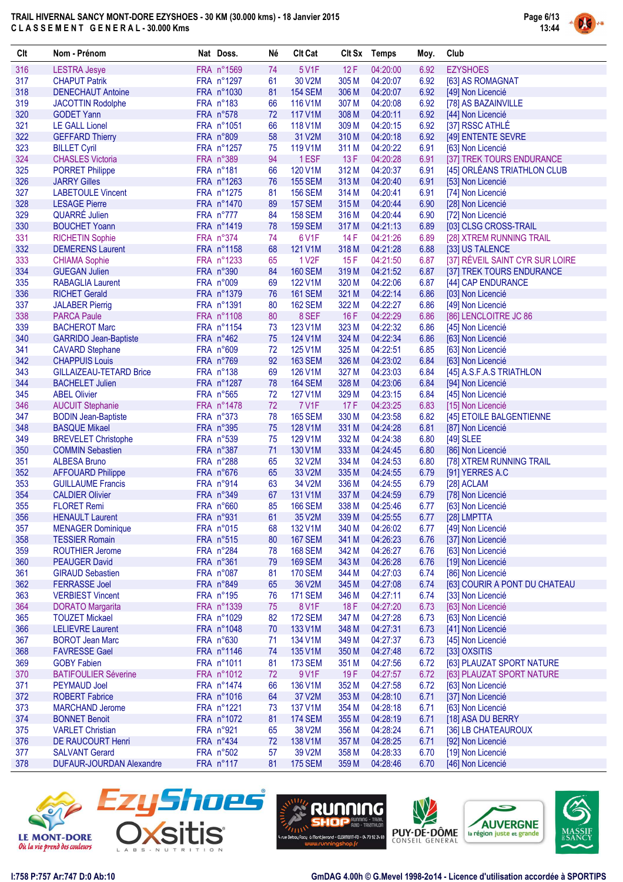# TRAIL HIVERNAL SANCY MONT-DORE EZYSHOES - 30 KM (30.000 kms) - 18 Janvier 2015

## CLASSEMENT GENERAL - 30.000 Kms

| Clt | Nom - Prénom | Nat | Doss. | Né | Clt Cat | Clt Sx | Temps | Moy. | Club |
|---|---|---|---|---|---|---|---|---|---|
| 316 | LESTRA Jesye | FRA | n°1569 | 74 | 5 V1F | 12 F | 04:20:00 | 6.92 | EZYSHOES |
| 317 | CHAPUT Patrik | FRA | n°1297 | 61 | 30 V2M | 305 M | 04:20:07 | 6.92 | [63] AS ROMAGNAT |
| 318 | DENECHAUT Antoine | FRA | n°1030 | 81 | 154 SEM | 306 M | 04:20:07 | 6.92 | [49] Non Licencié |
| 319 | JACOTTIN Rodolphe | FRA | n°183 | 66 | 116 V1M | 307 M | 04:20:08 | 6.92 | [78] AS BAZAINVILLE |
| 320 | GODET Yann | FRA | n°578 | 72 | 117 V1M | 308 M | 04:20:11 | 6.92 | [44] Non Licencié |
| 321 | LE GALL Lionel | FRA | n°1051 | 66 | 118 V1M | 309 M | 04:20:15 | 6.92 | [37] RSSC ATHLÉ |
| 322 | GEFFARD Thierry | FRA | n°809 | 58 | 31 V2M | 310 M | 04:20:18 | 6.92 | [49] ENTENTE SEVRE |
| 323 | BILLET Cyril | FRA | n°1257 | 75 | 119 V1M | 311 M | 04:20:22 | 6.91 | [63] Non Licencié |
| 324 | CHASLES Victoria | FRA | n°389 | 94 | 1 ESF | 13 F | 04:20:28 | 6.91 | [37] TREK TOURS ENDURANCE |
| 325 | PORRET Philippe | FRA | n°181 | 66 | 120 V1M | 312 M | 04:20:37 | 6.91 | [45] ORLÉANS TRIATHLON CLUB |
| 326 | JARRY Gilles | FRA | n°1263 | 76 | 155 SEM | 313 M | 04:20:40 | 6.91 | [53] Non Licencié |
| 327 | LABETOULE Vincent | FRA | n°1275 | 81 | 156 SEM | 314 M | 04:20:41 | 6.91 | [74] Non Licencié |
| 328 | LESAGE Pierre | FRA | n°1470 | 89 | 157 SEM | 315 M | 04:20:44 | 6.90 | [28] Non Licencié |
| 329 | QUARRÉ Julien | FRA | n°777 | 84 | 158 SEM | 316 M | 04:20:44 | 6.90 | [72] Non Licencié |
| 330 | BOUCHET Yoann | FRA | n°1419 | 78 | 159 SEM | 317 M | 04:21:13 | 6.89 | [03] CLSG CROSS-TRAIL |
| 331 | RICHETIN Sophie | FRA | n°374 | 74 | 6 V1F | 14 F | 04:21:26 | 6.89 | [28] XTREM RUNNING TRAIL |
| 332 | DEMERENS Laurent | FRA | n°1158 | 68 | 121 V1M | 318 M | 04:21:28 | 6.88 | [33] US TALENCE |
| 333 | CHIAMA Sophie | FRA | n°1233 | 65 | 1 V2F | 15 F | 04:21:50 | 6.87 | [37] RÉVEIL SAINT CYR SUR LOIRE |
| 334 | GUEGAN Julien | FRA | n°390 | 84 | 160 SEM | 319 M | 04:21:52 | 6.87 | [37] TREK TOURS ENDURANCE |
| 335 | RABAGLIA Laurent | FRA | n°009 | 69 | 122 V1M | 320 M | 04:22:06 | 6.87 | [44] CAP ENDURANCE |
| 336 | RICHET Gerald | FRA | n°1379 | 76 | 161 SEM | 321 M | 04:22:14 | 6.86 | [03] Non Licencié |
| 337 | JALABER Pierrig | FRA | n°1391 | 80 | 162 SEM | 322 M | 04:22:27 | 6.86 | [49] Non Licencié |
| 338 | PARCA Paule | FRA | n°1108 | 80 | 8 SEF | 16 F | 04:22:29 | 6.86 | [86] LENCLOITRE JC 86 |
| 339 | BACHEROT Marc | FRA | n°1154 | 73 | 123 V1M | 323 M | 04:22:32 | 6.86 | [45] Non Licencié |
| 340 | GARRIDO Jean-Baptiste | FRA | n°462 | 75 | 124 V1M | 324 M | 04:22:34 | 6.86 | [63] Non Licencié |
| 341 | CAVARD Stephane | FRA | n°609 | 72 | 125 V1M | 325 M | 04:22:51 | 6.85 | [63] Non Licencié |
| 342 | CHAPPUIS Louis | FRA | n°769 | 92 | 163 SEM | 326 M | 04:23:02 | 6.84 | [63] Non Licencié |
| 343 | GILLAIZEAU-TETARD Brice | FRA | n°138 | 69 | 126 V1M | 327 M | 04:23:03 | 6.84 | [45] A.S.F.A.S TRIATHLON |
| 344 | BACHELET Julien | FRA | n°1287 | 78 | 164 SEM | 328 M | 04:23:06 | 6.84 | [94] Non Licencié |
| 345 | ABEL Olivier | FRA | n°565 | 72 | 127 V1M | 329 M | 04:23:15 | 6.84 | [45] Non Licencié |
| 346 | AUCUIT Stephanie | FRA | n°1478 | 72 | 7 V1F | 17 F | 04:23:25 | 6.83 | [15] Non Licencié |
| 347 | BODIN Jean-Baptiste | FRA | n°373 | 78 | 165 SEM | 330 M | 04:23:58 | 6.82 | [45] ETOILE BALGENTIENNE |
| 348 | BASQUE Mikael | FRA | n°395 | 75 | 128 V1M | 331 M | 04:24:28 | 6.81 | [87] Non Licencié |
| 349 | BREVELET Christophe | FRA | n°539 | 75 | 129 V1M | 332 M | 04:24:38 | 6.80 | [49] SLEE |
| 350 | COMMIN Sebastien | FRA | n°387 | 71 | 130 V1M | 333 M | 04:24:45 | 6.80 | [86] Non Licencié |
| 351 | ALBESA Bruno | FRA | n°288 | 65 | 32 V2M | 334 M | 04:24:53 | 6.80 | [78] XTREM RUNNING TRAIL |
| 352 | AFFOUARD Philippe | FRA | n°676 | 65 | 33 V2M | 335 M | 04:24:55 | 6.79 | [91] YERRES A.C |
| 353 | GUILLAUME Francis | FRA | n°914 | 63 | 34 V2M | 336 M | 04:24:55 | 6.79 | [28] ACLAM |
| 354 | CALDIER Olivier | FRA | n°349 | 67 | 131 V1M | 337 M | 04:24:59 | 6.79 | [78] Non Licencié |
| 355 | FLORET Remi | FRA | n°660 | 85 | 166 SEM | 338 M | 04:25:46 | 6.77 | [63] Non Licencié |
| 356 | HENAULT Laurent | FRA | n°931 | 61 | 35 V2M | 339 M | 04:25:55 | 6.77 | [28] LMPTTA |
| 357 | MENAGER Dominique | FRA | n°015 | 68 | 132 V1M | 340 M | 04:26:02 | 6.77 | [49] Non Licencié |
| 358 | TESSIER Romain | FRA | n°515 | 80 | 167 SEM | 341 M | 04:26:23 | 6.76 | [37] Non Licencié |
| 359 | ROUTHIER Jerome | FRA | n°284 | 78 | 168 SEM | 342 M | 04:26:27 | 6.76 | [63] Non Licencié |
| 360 | PEAUGER David | FRA | n°361 | 79 | 169 SEM | 343 M | 04:26:28 | 6.76 | [19] Non Licencié |
| 361 | GIRAUD Sebastien | FRA | n°087 | 81 | 170 SEM | 344 M | 04:27:03 | 6.74 | [86] Non Licencié |
| 362 | FERRASSE Joel | FRA | n°849 | 65 | 36 V2M | 345 M | 04:27:08 | 6.74 | [63] COURIR A PONT DU CHATEAU |
| 363 | VERBIEST Vincent | FRA | n°195 | 76 | 171 SEM | 346 M | 04:27:11 | 6.74 | [33] Non Licencié |
| 364 | DORATO Margarita | FRA | n°1339 | 75 | 8 V1F | 18 F | 04:27:20 | 6.73 | [63] Non Licencié |
| 365 | TOUZET Mickael | FRA | n°1029 | 82 | 172 SEM | 347 M | 04:27:28 | 6.73 | [63] Non Licencié |
| 366 | LELIEVRE Laurent | FRA | n°1048 | 70 | 133 V1M | 348 M | 04:27:31 | 6.73 | [41] Non Licencié |
| 367 | BOROT Jean Marc | FRA | n°630 | 71 | 134 V1M | 349 M | 04:27:37 | 6.73 | [45] Non Licencié |
| 368 | FAVRESSE Gael | FRA | n°1146 | 74 | 135 V1M | 350 M | 04:27:48 | 6.72 | [33] OXSITIS |
| 369 | GOBY Fabien | FRA | n°1011 | 81 | 173 SEM | 351 M | 04:27:56 | 6.72 | [63] PLAUZAT SPORT NATURE |
| 370 | BATIFOULIER Séverine | FRA | n°1012 | 72 | 9 V1F | 19 F | 04:27:57 | 6.72 | [63] PLAUZAT SPORT NATURE |
| 371 | PEYMAUD Joel | FRA | n°1474 | 66 | 136 V1M | 352 M | 04:27:58 | 6.72 | [63] Non Licencié |
| 372 | ROBERT Fabrice | FRA | n°1016 | 64 | 37 V2M | 353 M | 04:28:10 | 6.71 | [37] Non Licencié |
| 373 | MARCHAND Jerome | FRA | n°1221 | 73 | 137 V1M | 354 M | 04:28:18 | 6.71 | [63] Non Licencié |
| 374 | BONNET Benoit | FRA | n°1072 | 81 | 174 SEM | 355 M | 04:28:19 | 6.71 | [18] ASA DU BERRY |
| 375 | VARLET Christian | FRA | n°921 | 65 | 38 V2M | 356 M | 04:28:24 | 6.71 | [36] LB CHATEAUROUX |
| 376 | DE RAUCOURT Henri | FRA | n°434 | 72 | 138 V1M | 357 M | 04:28:25 | 6.71 | [92] Non Licencié |
| 377 | SALVANT Gerard | FRA | n°502 | 57 | 39 V2M | 358 M | 04:28:33 | 6.70 | [19] Non Licencié |
| 378 | DUFAUR-JOURDAN Alexandre | FRA | n°117 | 81 | 175 SEM | 359 M | 04:28:46 | 6.70 | [46] Non Licencié |

I:758 P:757 Ar:747 D:0 Ab:10

GmDAG 4.00h © G.Mevel 1998-2014 - Licence d'utilisation accordée à SPORTIPS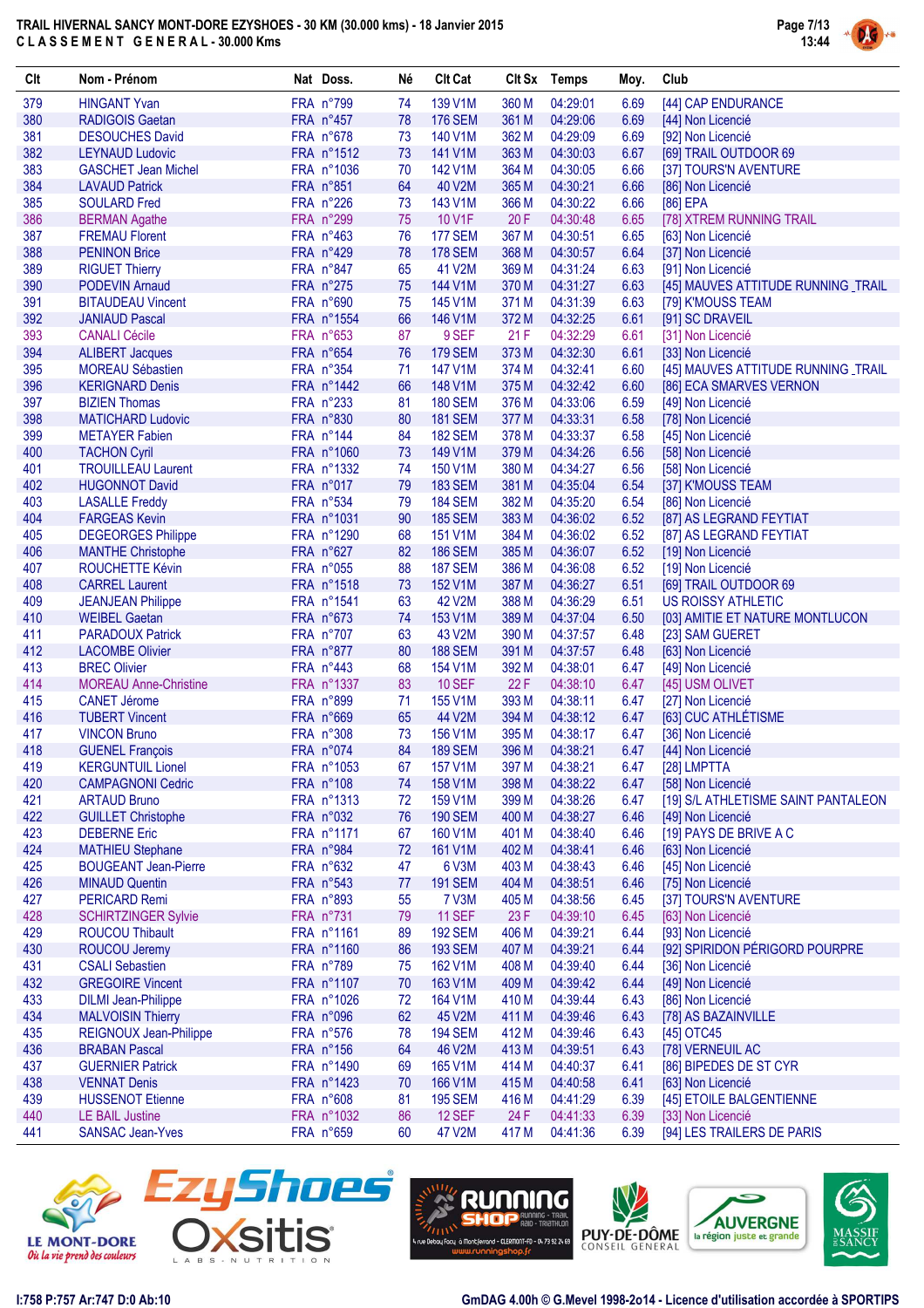# TRAIL HIVERNAL SANCY MONT-DORE EZYSHOES - 30 KM (30.000 kms) - 18 Janvier 2015

## CLASSEMENT GENERAL - 30.000 Kms

| Clt | Nom - Prénom | Nat | Doss. | Né | Clt Cat | Clt Sx | Temps | Moy. | Club |
|---|---|---|---|---|---|---|---|---|---|
| 379 | HINGANT Yvan | FRA | n°799 | 74 | 139 V1M | 360 M | 04:29:01 | 6.69 | [44] CAP ENDURANCE |
| 380 | RADIGOIS Gaetan | FRA | n°457 | 78 | 176 SEM | 361 M | 04:29:06 | 6.69 | [44] Non Licencié |
| 381 | DESOUCHES David | FRA | n°678 | 73 | 140 V1M | 362 M | 04:29:09 | 6.69 | [92] Non Licencié |
| 382 | LEYNAUD Ludovic | FRA | n°1512 | 73 | 141 V1M | 363 M | 04:30:03 | 6.67 | [69] TRAIL OUTDOOR 69 |
| 383 | GASCHET Jean Michel | FRA | n°1036 | 70 | 142 V1M | 364 M | 04:30:05 | 6.66 | [37] TOURS'N AVENTURE |
| 384 | LAVAUD Patrick | FRA | n°851 | 64 | 40 V2M | 365 M | 04:30:21 | 6.66 | [86] Non Licencié |
| 385 | SOULARD Fred | FRA | n°226 | 73 | 143 V1M | 366 M | 04:30:22 | 6.66 | [86] EPA |
| 386 | BERMAN Agathe | FRA | n°299 | 75 | 10 V1F | 20 F | 04:30:48 | 6.65 | [78] XTREM RUNNING TRAIL |
| 387 | FREMAU Florent | FRA | n°463 | 76 | 177 SEM | 367 M | 04:30:51 | 6.65 | [63] Non Licencié |
| 388 | PENINON Brice | FRA | n°429 | 78 | 178 SEM | 368 M | 04:30:57 | 6.64 | [37] Non Licencié |
| 389 | RIGUET Thierry | FRA | n°847 | 65 | 41 V2M | 369 M | 04:31:24 | 6.63 | [91] Non Licencié |
| 390 | PODEVIN Arnaud | FRA | n°275 | 75 | 144 V1M | 370 M | 04:31:27 | 6.63 | [45] MAUVES ATTITUDE RUNNING _TRAIL |
| 391 | BITAUDEAU Vincent | FRA | n°690 | 75 | 145 V1M | 371 M | 04:31:39 | 6.63 | [79] K'MOUSS TEAM |
| 392 | JANIAUD Pascal | FRA | n°1554 | 66 | 146 V1M | 372 M | 04:32:25 | 6.61 | [91] SC DRAVEIL |
| 393 | CANALI Cécile | FRA | n°653 | 87 | 9 SEF | 21 F | 04:32:29 | 6.61 | [31] Non Licencié |
| 394 | ALIBERT Jacques | FRA | n°654 | 76 | 179 SEM | 373 M | 04:32:30 | 6.61 | [33] Non Licencié |
| 395 | MOREAU Sébastien | FRA | n°354 | 71 | 147 V1M | 374 M | 04:32:41 | 6.60 | [45] MAUVES ATTITUDE RUNNING _TRAIL |
| 396 | KERIGNARD Denis | FRA | n°1442 | 66 | 148 V1M | 375 M | 04:32:42 | 6.60 | [86] ECA SMARVES VERNON |
| 397 | BIZIEN Thomas | FRA | n°233 | 81 | 180 SEM | 376 M | 04:33:06 | 6.59 | [49] Non Licencié |
| 398 | MATICHARD Ludovic | FRA | n°830 | 80 | 181 SEM | 377 M | 04:33:31 | 6.58 | [78] Non Licencié |
| 399 | METAYER Fabien | FRA | n°144 | 84 | 182 SEM | 378 M | 04:33:37 | 6.58 | [45] Non Licencié |
| 400 | TACHON Cyril | FRA | n°1060 | 73 | 149 V1M | 379 M | 04:34:26 | 6.56 | [58] Non Licencié |
| 401 | TROUILLEAU Laurent | FRA | n°1332 | 74 | 150 V1M | 380 M | 04:34:27 | 6.56 | [58] Non Licencié |
| 402 | HUGONNOT David | FRA | n°017 | 79 | 183 SEM | 381 M | 04:35:04 | 6.54 | [37] K'MOUSS TEAM |
| 403 | LASALLE Freddy | FRA | n°534 | 79 | 184 SEM | 382 M | 04:35:20 | 6.54 | [86] Non Licencié |
| 404 | FARGEAS Kevin | FRA | n°1031 | 90 | 185 SEM | 383 M | 04:36:02 | 6.52 | [87] AS LEGRAND FEYTIAT |
| 405 | DEGEORGES Philippe | FRA | n°1290 | 68 | 151 V1M | 384 M | 04:36:02 | 6.52 | [87] AS LEGRAND FEYTIAT |
| 406 | MANTHE Christophe | FRA | n°627 | 82 | 186 SEM | 385 M | 04:36:07 | 6.52 | [19] Non Licencié |
| 407 | ROUCHETTE Kévin | FRA | n°055 | 88 | 187 SEM | 386 M | 04:36:08 | 6.52 | [19] Non Licencié |
| 408 | CARREL Laurent | FRA | n°1518 | 73 | 152 V1M | 387 M | 04:36:27 | 6.51 | [69] TRAIL OUTDOOR 69 |
| 409 | JEANJEAN Philippe | FRA | n°1541 | 63 | 42 V2M | 388 M | 04:36:29 | 6.51 | US ROISSY ATHLETIC |
| 410 | WEIBEL Gaetan | FRA | n°673 | 74 | 153 V1M | 389 M | 04:37:04 | 6.50 | [03] AMITIE ET NATURE MONTLUCON |
| 411 | PARADOUX Patrick | FRA | n°707 | 63 | 43 V2M | 390 M | 04:37:57 | 6.48 | [23] SAM GUERET |
| 412 | LACOMBE Olivier | FRA | n°877 | 80 | 188 SEM | 391 M | 04:37:57 | 6.48 | [63] Non Licencié |
| 413 | BREC Olivier | FRA | n°443 | 68 | 154 V1M | 392 M | 04:38:01 | 6.47 | [49] Non Licencié |
| 414 | MOREAU Anne-Christine | FRA | n°1337 | 83 | 10 SEF | 22 F | 04:38:10 | 6.47 | [45] USM OLIVET |
| 415 | CANET Jérome | FRA | n°899 | 71 | 155 V1M | 393 M | 04:38:11 | 6.47 | [27] Non Licencié |
| 416 | TUBERT Vincent | FRA | n°669 | 65 | 44 V2M | 394 M | 04:38:12 | 6.47 | [63] CUC ATHLÉTISME |
| 417 | VINCON Bruno | FRA | n°308 | 73 | 156 V1M | 395 M | 04:38:17 | 6.47 | [36] Non Licencié |
| 418 | GUENEL François | FRA | n°074 | 84 | 189 SEM | 396 M | 04:38:21 | 6.47 | [44] Non Licencié |
| 419 | KERGUNTUIL Lionel | FRA | n°1053 | 67 | 157 V1M | 397 M | 04:38:21 | 6.47 | [28] LMPTTA |
| 420 | CAMPAGNONI Cedric | FRA | n°108 | 74 | 158 V1M | 398 M | 04:38:22 | 6.47 | [58] Non Licencié |
| 421 | ARTAUD Bruno | FRA | n°1313 | 72 | 159 V1M | 399 M | 04:38:26 | 6.47 | [19] S/L ATHLETISME SAINT PANTALEON |
| 422 | GUILLET Christophe | FRA | n°032 | 76 | 190 SEM | 400 M | 04:38:27 | 6.46 | [49] Non Licencié |
| 423 | DEBERNE Eric | FRA | n°1171 | 67 | 160 V1M | 401 M | 04:38:40 | 6.46 | [19] PAYS DE BRIVE A C |
| 424 | MATHIEU Stephane | FRA | n°984 | 72 | 161 V1M | 402 M | 04:38:41 | 6.46 | [63] Non Licencié |
| 425 | BOUGEANT Jean-Pierre | FRA | n°632 | 47 | 6 V3M | 403 M | 04:38:43 | 6.46 | [45] Non Licencié |
| 426 | MINAUD Quentin | FRA | n°543 | 77 | 191 SEM | 404 M | 04:38:51 | 6.46 | [75] Non Licencié |
| 427 | PERICARD Remi | FRA | n°893 | 55 | 7 V3M | 405 M | 04:38:56 | 6.45 | [37] TOURS'N AVENTURE |
| 428 | SCHIRTZINGER Sylvie | FRA | n°731 | 79 | 11 SEF | 23 F | 04:39:10 | 6.45 | [63] Non Licencié |
| 429 | ROUCOU Thibault | FRA | n°1161 | 89 | 192 SEM | 406 M | 04:39:21 | 6.44 | [93] Non Licencié |
| 430 | ROUCOU Jeremy | FRA | n°1160 | 86 | 193 SEM | 407 M | 04:39:21 | 6.44 | [92] SPIRIDON PÉRIGORD POURPRE |
| 431 | CSALI Sebastien | FRA | n°789 | 75 | 162 V1M | 408 M | 04:39:40 | 6.44 | [36] Non Licencié |
| 432 | GREGOIRE Vincent | FRA | n°1107 | 70 | 163 V1M | 409 M | 04:39:42 | 6.44 | [49] Non Licencié |
| 433 | DILMI Jean-Philippe | FRA | n°1026 | 72 | 164 V1M | 410 M | 04:39:44 | 6.43 | [86] Non Licencié |
| 434 | MALVOISIN Thierry | FRA | n°096 | 62 | 45 V2M | 411 M | 04:39:46 | 6.43 | [78] AS BAZAINVILLE |
| 435 | REIGNOUX Jean-Philippe | FRA | n°576 | 78 | 194 SEM | 412 M | 04:39:46 | 6.43 | [45] OTC45 |
| 436 | BRABAN Pascal | FRA | n°156 | 64 | 46 V2M | 413 M | 04:39:51 | 6.43 | [78] VERNEUIL AC |
| 437 | GUERNIER Patrick | FRA | n°1490 | 69 | 165 V1M | 414 M | 04:40:37 | 6.41 | [86] BIPEDES DE ST CYR |
| 438 | VENNAT Denis | FRA | n°1423 | 70 | 166 V1M | 415 M | 04:40:58 | 6.41 | [63] Non Licencié |
| 439 | HUSSENOT Etienne | FRA | n°608 | 81 | 195 SEM | 416 M | 04:41:29 | 6.39 | [45] ETOILE BALGENTIENNE |
| 440 | LE BAIL Justine | FRA | n°1032 | 86 | 12 SEF | 24 F | 04:41:33 | 6.39 | [33] Non Licencié |
| 441 | SANSAC Jean-Yves | FRA | n°659 | 60 | 47 V2M | 417 M | 04:41:36 | 6.39 | [94] LES TRAILERS DE PARIS |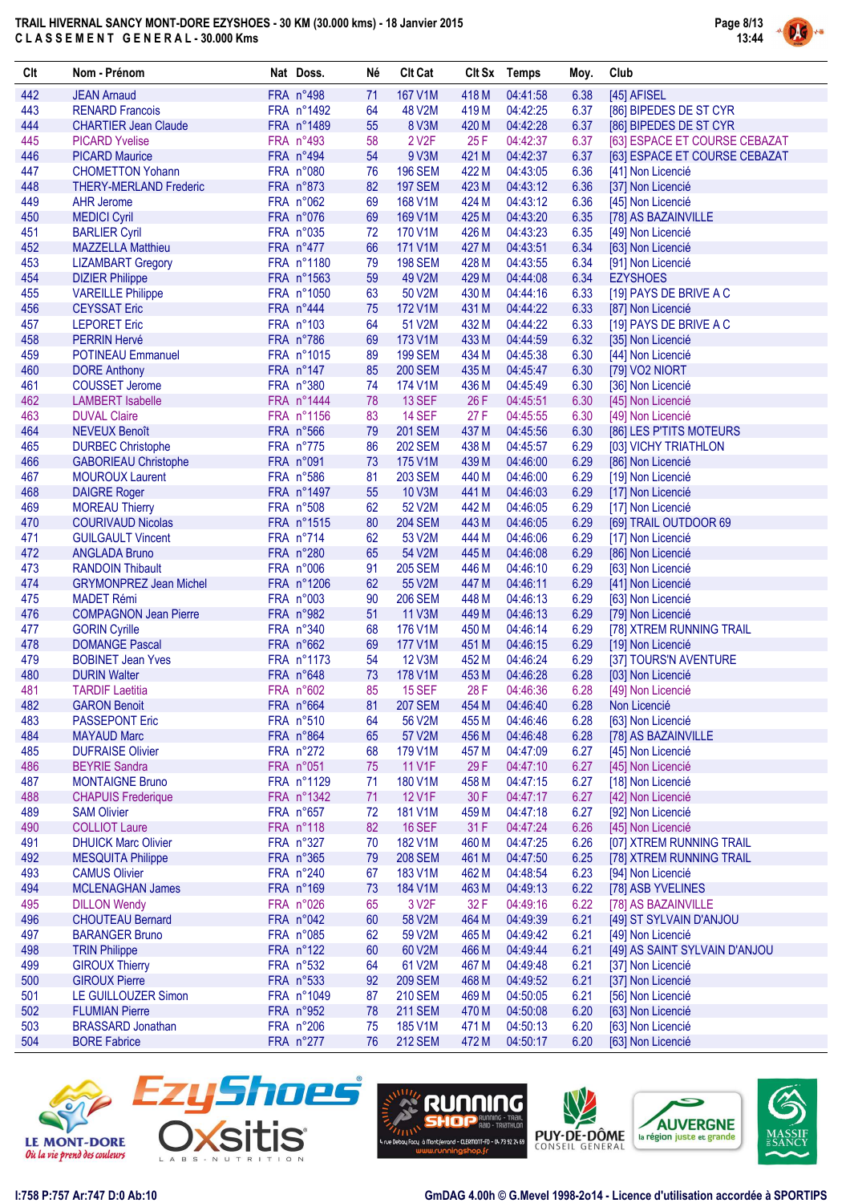# TRAIL HIVERNAL SANCY MONT-DORE EZYSHOES - 30 KM (30.000 kms) - 18 Janvier 2015

## CLASSEMENT GENERAL - 30.000 Kms

| Clt | Nom - Prénom | Nat | Doss. | Né | Clt Cat | Clt Sx | Temps | Moy. | Club |
|---|---|---|---|---|---|---|---|---|---|
| 442 | JEAN Arnaud | FRA | n°498 | 71 | 167 V1M | 418 M | 04:41:58 | 6.38 | [45] AFISEL |
| 443 | RENARD Francois | FRA | n°1492 | 64 | 48 V2M | 419 M | 04:42:25 | 6.37 | [86] BIPEDES DE ST CYR |
| 444 | CHARTIER Jean Claude | FRA | n°1489 | 55 | 8 V3M | 420 M | 04:42:28 | 6.37 | [86] BIPEDES DE ST CYR |
| 445 | PICARD Yvelise | FRA | n°493 | 58 | 2 V2F | 25 F | 04:42:37 | 6.37 | [63] ESPACE ET COURSE CEBAZAT |
| 446 | PICARD Maurice | FRA | n°494 | 54 | 9 V3M | 421 M | 04:42:37 | 6.37 | [63] ESPACE ET COURSE CEBAZAT |
| 447 | CHOMETTON Yohann | FRA | n°080 | 76 | 196 SEM | 422 M | 04:43:05 | 6.36 | [41] Non Licencié |
| 448 | THERY-MERLAND Frederic | FRA | n°873 | 82 | 197 SEM | 423 M | 04:43:12 | 6.36 | [37] Non Licencié |
| 449 | AHR Jerome | FRA | n°062 | 69 | 168 V1M | 424 M | 04:43:12 | 6.36 | [45] Non Licencié |
| 450 | MEDICI Cyril | FRA | n°076 | 69 | 169 V1M | 425 M | 04:43:20 | 6.35 | [78] AS BAZAINVILLE |
| 451 | BARLIER Cyril | FRA | n°035 | 72 | 170 V1M | 426 M | 04:43:23 | 6.35 | [49] Non Licencié |
| 452 | MAZZELLA Matthieu | FRA | n°477 | 66 | 171 V1M | 427 M | 04:43:51 | 6.34 | [63] Non Licencié |
| 453 | LIZAMBART Gregory | FRA | n°1180 | 79 | 198 SEM | 428 M | 04:43:55 | 6.34 | [91] Non Licencié |
| 454 | DIZIER Philippe | FRA | n°1563 | 59 | 49 V2M | 429 M | 04:44:08 | 6.34 | EZYSHOES |
| 455 | VAREILLE Philippe | FRA | n°1050 | 63 | 50 V2M | 430 M | 04:44:16 | 6.33 | [19] PAYS DE BRIVE A C |
| 456 | CEYSSAT Eric | FRA | n°444 | 75 | 172 V1M | 431 M | 04:44:22 | 6.33 | [87] Non Licencié |
| 457 | LEPORET Eric | FRA | n°103 | 64 | 51 V2M | 432 M | 04:44:22 | 6.33 | [19] PAYS DE BRIVE A C |
| 458 | PERRIN Hervé | FRA | n°786 | 69 | 173 V1M | 433 M | 04:44:59 | 6.32 | [35] Non Licencié |
| 459 | POTINEAU Emmanuel | FRA | n°1015 | 89 | 199 SEM | 434 M | 04:45:38 | 6.30 | [44] Non Licencié |
| 460 | DORE Anthony | FRA | n°147 | 85 | 200 SEM | 435 M | 04:45:47 | 6.30 | [79] VO2 NIORT |
| 461 | COUSSET Jerome | FRA | n°380 | 74 | 174 V1M | 436 M | 04:45:49 | 6.30 | [36] Non Licencié |
| 462 | LAMBERT Isabelle | FRA | n°1444 | 78 | 13 SEF | 26 F | 04:45:51 | 6.30 | [45] Non Licencié |
| 463 | DUVAL Claire | FRA | n°1156 | 83 | 14 SEF | 27 F | 04:45:55 | 6.30 | [49] Non Licencié |
| 464 | NEVEUX Benoît | FRA | n°566 | 79 | 201 SEM | 437 M | 04:45:56 | 6.30 | [86] LES P'TITS MOTEURS |
| 465 | DURBEC Christophe | FRA | n°775 | 86 | 202 SEM | 438 M | 04:45:57 | 6.29 | [03] VICHY TRIATHLON |
| 466 | GABORIEAU Christophe | FRA | n°091 | 73 | 175 V1M | 439 M | 04:46:00 | 6.29 | [86] Non Licencié |
| 467 | MOUROUX Laurent | FRA | n°586 | 81 | 203 SEM | 440 M | 04:46:00 | 6.29 | [19] Non Licencié |
| 468 | DAIGRE Roger | FRA | n°1497 | 55 | 10 V3M | 441 M | 04:46:03 | 6.29 | [17] Non Licencié |
| 469 | MOREAU Thierry | FRA | n°508 | 62 | 52 V2M | 442 M | 04:46:05 | 6.29 | [17] Non Licencié |
| 470 | COURIVAUD Nicolas | FRA | n°1515 | 80 | 204 SEM | 443 M | 04:46:05 | 6.29 | [69] TRAIL OUTDOOR 69 |
| 471 | GUILGAULT Vincent | FRA | n°714 | 62 | 53 V2M | 444 M | 04:46:06 | 6.29 | [17] Non Licencié |
| 472 | ANGLADA Bruno | FRA | n°280 | 65 | 54 V2M | 445 M | 04:46:08 | 6.29 | [86] Non Licencié |
| 473 | RANDOIN Thibault | FRA | n°006 | 91 | 205 SEM | 446 M | 04:46:10 | 6.29 | [63] Non Licencié |
| 474 | GRYMONPREZ Jean Michel | FRA | n°1206 | 62 | 55 V2M | 447 M | 04:46:11 | 6.29 | [41] Non Licencié |
| 475 | MADET Rémi | FRA | n°003 | 90 | 206 SEM | 448 M | 04:46:13 | 6.29 | [63] Non Licencié |
| 476 | COMPAGNON Jean Pierre | FRA | n°982 | 51 | 11 V3M | 449 M | 04:46:13 | 6.29 | [79] Non Licencié |
| 477 | GORIN Cyrille | FRA | n°340 | 68 | 176 V1M | 450 M | 04:46:14 | 6.29 | [78] XTREM RUNNING TRAIL |
| 478 | DOMANGE Pascal | FRA | n°662 | 69 | 177 V1M | 451 M | 04:46:15 | 6.29 | [19] Non Licencié |
| 479 | BOBINET Jean Yves | FRA | n°1173 | 54 | 12 V3M | 452 M | 04:46:24 | 6.29 | [37] TOURS'N AVENTURE |
| 480 | DURIN Walter | FRA | n°648 | 73 | 178 V1M | 453 M | 04:46:28 | 6.28 | [03] Non Licencié |
| 481 | TARDIF Laetitia | FRA | n°602 | 85 | 15 SEF | 28 F | 04:46:36 | 6.28 | [49] Non Licencié |
| 482 | GARON Benoit | FRA | n°664 | 81 | 207 SEM | 454 M | 04:46:40 | 6.28 | Non Licencié |
| 483 | PASSEPONT Eric | FRA | n°510 | 64 | 56 V2M | 455 M | 04:46:46 | 6.28 | [63] Non Licencié |
| 484 | MAYAUD Marc | FRA | n°864 | 65 | 57 V2M | 456 M | 04:46:48 | 6.28 | [78] AS BAZAINVILLE |
| 485 | DUFRAISE Olivier | FRA | n°272 | 68 | 179 V1M | 457 M | 04:47:09 | 6.27 | [45] Non Licencié |
| 486 | BEYRIE Sandra | FRA | n°051 | 75 | 11 V1F | 29 F | 04:47:10 | 6.27 | [45] Non Licencié |
| 487 | MONTAIGNE Bruno | FRA | n°1129 | 71 | 180 V1M | 458 M | 04:47:15 | 6.27 | [18] Non Licencié |
| 488 | CHAPUIS Frederique | FRA | n°1342 | 71 | 12 V1F | 30 F | 04:47:17 | 6.27 | [42] Non Licencié |
| 489 | SAM Olivier | FRA | n°657 | 72 | 181 V1M | 459 M | 04:47:18 | 6.27 | [92] Non Licencié |
| 490 | COLLIOT Laure | FRA | n°118 | 82 | 16 SEF | 31 F | 04:47:24 | 6.26 | [45] Non Licencié |
| 491 | DHUICK Marc Olivier | FRA | n°327 | 70 | 182 V1M | 460 M | 04:47:25 | 6.26 | [07] XTREM RUNNING TRAIL |
| 492 | MESQUITA Philippe | FRA | n°365 | 79 | 208 SEM | 461 M | 04:47:50 | 6.25 | [78] XTREM RUNNING TRAIL |
| 493 | CAMUS Olivier | FRA | n°240 | 67 | 183 V1M | 462 M | 04:48:54 | 6.23 | [94] Non Licencié |
| 494 | MCLENAGHAN James | FRA | n°169 | 73 | 184 V1M | 463 M | 04:49:13 | 6.22 | [78] ASB YVELINES |
| 495 | DILLON Wendy | FRA | n°026 | 65 | 3 V2F | 32 F | 04:49:16 | 6.22 | [78] AS BAZAINVILLE |
| 496 | CHOUTEAU Bernard | FRA | n°042 | 60 | 58 V2M | 464 M | 04:49:39 | 6.21 | [49] ST SYLVAIN D'ANJOU |
| 497 | BARANGER Bruno | FRA | n°085 | 62 | 59 V2M | 465 M | 04:49:42 | 6.21 | [49] Non Licencié |
| 498 | TRIN Philippe | FRA | n°122 | 60 | 60 V2M | 466 M | 04:49:44 | 6.21 | [49] AS SAINT SYLVAIN D'ANJOU |
| 499 | GIROUX Thierry | FRA | n°532 | 64 | 61 V2M | 467 M | 04:49:48 | 6.21 | [37] Non Licencié |
| 500 | GIROUX Pierre | FRA | n°533 | 92 | 209 SEM | 468 M | 04:49:52 | 6.21 | [37] Non Licencié |
| 501 | LE GUILLOUZER Simon | FRA | n°1049 | 87 | 210 SEM | 469 M | 04:50:05 | 6.21 | [56] Non Licencié |
| 502 | FLUMIAN Pierre | FRA | n°952 | 78 | 211 SEM | 470 M | 04:50:08 | 6.20 | [63] Non Licencié |
| 503 | BRASSARD Jonathan | FRA | n°206 | 75 | 185 V1M | 471 M | 04:50:13 | 6.20 | [63] Non Licencié |
| 504 | BORE Fabrice | FRA | n°277 | 76 | 212 SEM | 472 M | 04:50:17 | 6.20 | [63] Non Licencié |

I:758 P:757 Ar:747 D:0 Ab:10

GmDAG 4.00h © G.Mevel 1998-2o14 - Licence d'utilisation accordée à SPORTIPS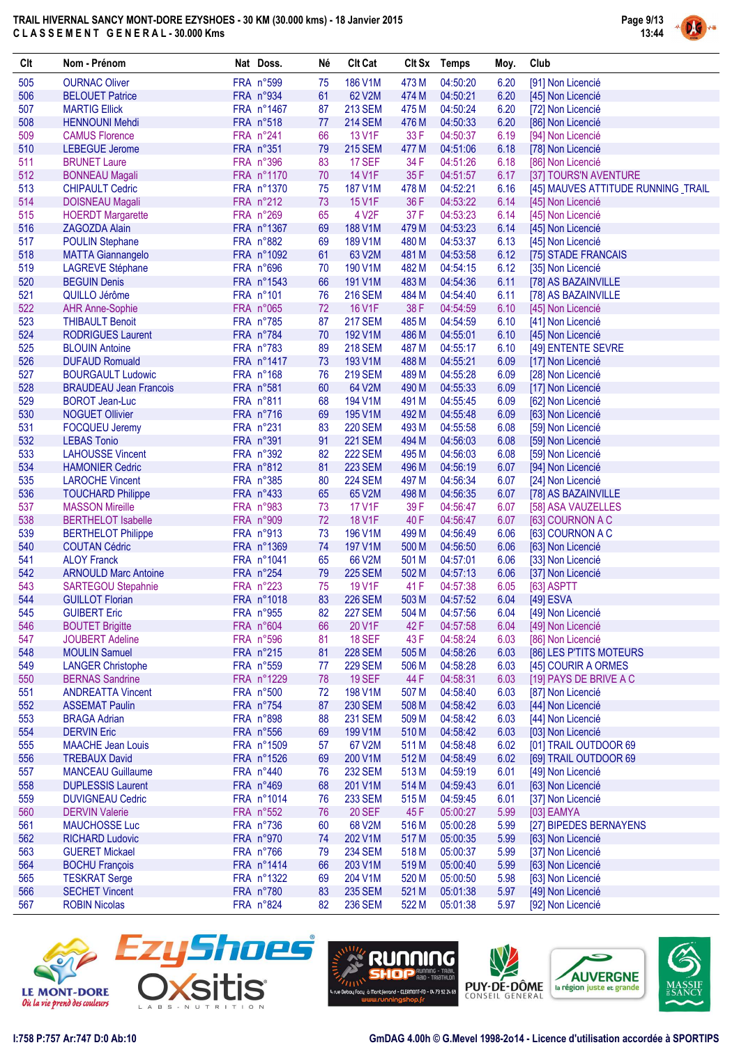# TRAIL HIVERNAL SANCY MONT-DORE EZYSHOES - 30 KM (30.000 kms) - 18 Janvier 2015

## CLASSEMENT GENERAL - 30.000 Kms

| Clt | Nom - Prénom | Nat | Doss. | Né | Clt Cat | Clt Sx | Temps | Moy. | Club |
|---|---|---|---|---|---|---|---|---|---|
| 505 | OURNAC Oliver | FRA | n°599 | 75 | 186 V1M | 473 M | 04:50:20 | 6.20 | [91] Non Licencié |
| 506 | BELOUET Patrice | FRA | n°934 | 61 | 62 V2M | 474 M | 04:50:21 | 6.20 | [45] Non Licencié |
| 507 | MARTIG Ellick | FRA | n°1467 | 87 | 213 SEM | 475 M | 04:50:24 | 6.20 | [72] Non Licencié |
| 508 | HENNOUNI Mehdi | FRA | n°518 | 77 | 214 SEM | 476 M | 04:50:33 | 6.20 | [86] Non Licencié |
| 509 | CAMUS Florence | FRA | n°241 | 66 | 13 V1F | 33 F | 04:50:37 | 6.19 | [94] Non Licencié |
| 510 | LEBEGUE Jerome | FRA | n°351 | 79 | 215 SEM | 477 M | 04:51:06 | 6.18 | [78] Non Licencié |
| 511 | BRUNET Laure | FRA | n°396 | 83 | 17 SEF | 34 F | 04:51:26 | 6.18 | [86] Non Licencié |
| 512 | BONNEAU Magali | FRA | n°1170 | 70 | 14 V1F | 35 F | 04:51:57 | 6.17 | [37] TOURS'N AVENTURE |
| 513 | CHIPAULT Cedric | FRA | n°1370 | 75 | 187 V1M | 478 M | 04:52:21 | 6.16 | [45] MAUVES ATTITUDE RUNNING_TRAIL |
| 514 | DOISNEAU Magali | FRA | n°212 | 73 | 15 V1F | 36 F | 04:53:22 | 6.14 | [45] Non Licencié |
| 515 | HOERDT Margarette | FRA | n°269 | 65 | 4 V2F | 37 F | 04:53:23 | 6.14 | [45] Non Licencié |
| 516 | ZAGOZDA Alain | FRA | n°1367 | 69 | 188 V1M | 479 M | 04:53:23 | 6.14 | [45] Non Licencié |
| 517 | POULIN Stephane | FRA | n°882 | 69 | 189 V1M | 480 M | 04:53:37 | 6.13 | [45] Non Licencié |
| 518 | MATTA Giannangelo | FRA | n°1092 | 61 | 63 V2M | 481 M | 04:53:58 | 6.12 | [75] STADE FRANCAIS |
| 519 | LAGREVE Stéphane | FRA | n°696 | 70 | 190 V1M | 482 M | 04:54:15 | 6.12 | [35] Non Licencié |
| 520 | BEGUIN Denis | FRA | n°1543 | 66 | 191 V1M | 483 M | 04:54:36 | 6.11 | [78] AS BAZAINVILLE |
| 521 | QUILLO Jérôme | FRA | n°101 | 76 | 216 SEM | 484 M | 04:54:40 | 6.11 | [78] AS BAZAINVILLE |
| 522 | AHR Anne-Sophie | FRA | n°065 | 72 | 16 V1F | 38 F | 04:54:59 | 6.10 | [45] Non Licencié |
| 523 | THIBAULT Benoit | FRA | n°785 | 87 | 217 SEM | 485 M | 04:54:59 | 6.10 | [41] Non Licencié |
| 524 | RODRIGUES Laurent | FRA | n°784 | 70 | 192 V1M | 486 M | 04:55:01 | 6.10 | [45] Non Licencié |
| 525 | BLOUIN Antoine | FRA | n°783 | 89 | 218 SEM | 487 M | 04:55:17 | 6.10 | [49] ENTENTE SEVRE |
| 526 | DUFAUD Romuald | FRA | n°1417 | 73 | 193 V1M | 488 M | 04:55:21 | 6.09 | [17] Non Licencié |
| 527 | BOURGAULT Ludowic | FRA | n°168 | 76 | 219 SEM | 489 M | 04:55:28 | 6.09 | [28] Non Licencié |
| 528 | BRAUDEAU Jean Francois | FRA | n°581 | 60 | 64 V2M | 490 M | 04:55:33 | 6.09 | [17] Non Licencié |
| 529 | BOROT Jean-Luc | FRA | n°811 | 68 | 194 V1M | 491 M | 04:55:45 | 6.09 | [62] Non Licencié |
| 530 | NOGUET Ollivier | FRA | n°716 | 69 | 195 V1M | 492 M | 04:55:48 | 6.09 | [63] Non Licencié |
| 531 | FOCQUEU Jeremy | FRA | n°231 | 83 | 220 SEM | 493 M | 04:55:58 | 6.08 | [59] Non Licencié |
| 532 | LEBAS Tonio | FRA | n°391 | 91 | 221 SEM | 494 M | 04:56:03 | 6.08 | [59] Non Licencié |
| 533 | LAHOUSSE Vincent | FRA | n°392 | 82 | 222 SEM | 495 M | 04:56:03 | 6.08 | [59] Non Licencié |
| 534 | HAMONIER Cedric | FRA | n°812 | 81 | 223 SEM | 496 M | 04:56:19 | 6.07 | [94] Non Licencié |
| 535 | LAROCHE Vincent | FRA | n°385 | 80 | 224 SEM | 497 M | 04:56:34 | 6.07 | [24] Non Licencié |
| 536 | TOUCHARD Philippe | FRA | n°433 | 65 | 65 V2M | 498 M | 04:56:35 | 6.07 | [78] AS BAZAINVILLE |
| 537 | MASSON Mireille | FRA | n°983 | 73 | 17 V1F | 39 F | 04:56:47 | 6.07 | [58] ASA VAUZELLES |
| 538 | BERTHELOT Isabelle | FRA | n°909 | 72 | 18 V1F | 40 F | 04:56:47 | 6.07 | [63] COURNON A C |
| 539 | BERTHELOT Philippe | FRA | n°913 | 73 | 196 V1M | 499 M | 04:56:49 | 6.06 | [63] COURNON A C |
| 540 | COUTAN Cédric | FRA | n°1369 | 74 | 197 V1M | 500 M | 04:56:50 | 6.06 | [63] Non Licencié |
| 541 | ALOY Franck | FRA | n°1041 | 65 | 66 V2M | 501 M | 04:57:01 | 6.06 | [33] Non Licencié |
| 542 | ARNOULD Marc Antoine | FRA | n°254 | 79 | 225 SEM | 502 M | 04:57:13 | 6.06 | [37] Non Licencié |
| 543 | SARTEGOU Stepahnie | FRA | n°223 | 75 | 19 V1F | 41 F | 04:57:38 | 6.05 | [63] ASPTT |
| 544 | GUILLOT Florian | FRA | n°1018 | 83 | 226 SEM | 503 M | 04:57:52 | 6.04 | [49] ESVA |
| 545 | GUIBERT Eric | FRA | n°955 | 82 | 227 SEM | 504 M | 04:57:56 | 6.04 | [49] Non Licencié |
| 546 | BOUTET Brigitte | FRA | n°604 | 66 | 20 V1F | 42 F | 04:57:58 | 6.04 | [49] Non Licencié |
| 547 | JOUBERT Adeline | FRA | n°596 | 81 | 18 SEF | 43 F | 04:58:24 | 6.03 | [86] Non Licencié |
| 548 | MOULIN Samuel | FRA | n°215 | 81 | 228 SEM | 505 M | 04:58:26 | 6.03 | [86] LES P'TITS MOTEURS |
| 549 | LANGER Christophe | FRA | n°559 | 77 | 229 SEM | 506 M | 04:58:28 | 6.03 | [45] COURIR A ORMES |
| 550 | BERNAS Sandrine | FRA | n°1229 | 78 | 19 SEF | 44 F | 04:58:31 | 6.03 | [19] PAYS DE BRIVE A C |
| 551 | ANDREATTA Vincent | FRA | n°500 | 72 | 198 V1M | 507 M | 04:58:40 | 6.03 | [87] Non Licencié |
| 552 | ASSEMAT Paulin | FRA | n°754 | 87 | 230 SEM | 508 M | 04:58:42 | 6.03 | [44] Non Licencié |
| 553 | BRAGA Adrian | FRA | n°898 | 88 | 231 SEM | 509 M | 04:58:42 | 6.03 | [44] Non Licencié |
| 554 | DERVIN Eric | FRA | n°556 | 69 | 199 V1M | 510 M | 04:58:42 | 6.03 | [03] Non Licencié |
| 555 | MAACHE Jean Louis | FRA | n°1509 | 57 | 67 V2M | 511 M | 04:58:48 | 6.02 | [01] TRAIL OUTDOOR 69 |
| 556 | TREBAUX David | FRA | n°1526 | 69 | 200 V1M | 512 M | 04:58:49 | 6.02 | [69] TRAIL OUTDOOR 69 |
| 557 | MANCEAU Guillaume | FRA | n°440 | 76 | 232 SEM | 513 M | 04:59:19 | 6.01 | [49] Non Licencié |
| 558 | DUPLESSIS Laurent | FRA | n°469 | 68 | 201 V1M | 514 M | 04:59:43 | 6.01 | [63] Non Licencié |
| 559 | DUVIGNEAU Cedric | FRA | n°1014 | 76 | 233 SEM | 515 M | 04:59:45 | 6.01 | [37] Non Licencié |
| 560 | DERVIN Valerie | FRA | n°552 | 76 | 20 SEF | 45 F | 05:00:27 | 5.99 | [03] EAMYA |
| 561 | MAUCHOSSE Luc | FRA | n°736 | 60 | 68 V2M | 516 M | 05:00:28 | 5.99 | [27] BIPEDES BERNAYENS |
| 562 | RICHARD Ludovic | FRA | n°970 | 74 | 202 V1M | 517 M | 05:00:35 | 5.99 | [63] Non Licencié |
| 563 | GUERET Mickael | FRA | n°766 | 79 | 234 SEM | 518 M | 05:00:37 | 5.99 | [37] Non Licencié |
| 564 | BOCHU François | FRA | n°1414 | 66 | 203 V1M | 519 M | 05:00:40 | 5.99 | [63] Non Licencié |
| 565 | TESKRAT Serge | FRA | n°1322 | 69 | 204 V1M | 520 M | 05:00:50 | 5.98 | [63] Non Licencié |
| 566 | SECHET Vincent | FRA | n°780 | 83 | 235 SEM | 521 M | 05:01:38 | 5.97 | [49] Non Licencié |
| 567 | ROBIN Nicolas | FRA | n°824 | 82 | 236 SEM | 522 M | 05:01:38 | 5.97 | [92] Non Licencié |

I:758 P:757 Ar:747 D:0 Ab:10

GmDAG 4.00h © G.Mevel 1998-2014 - Licence d'utilisation accordée à SPORTIPS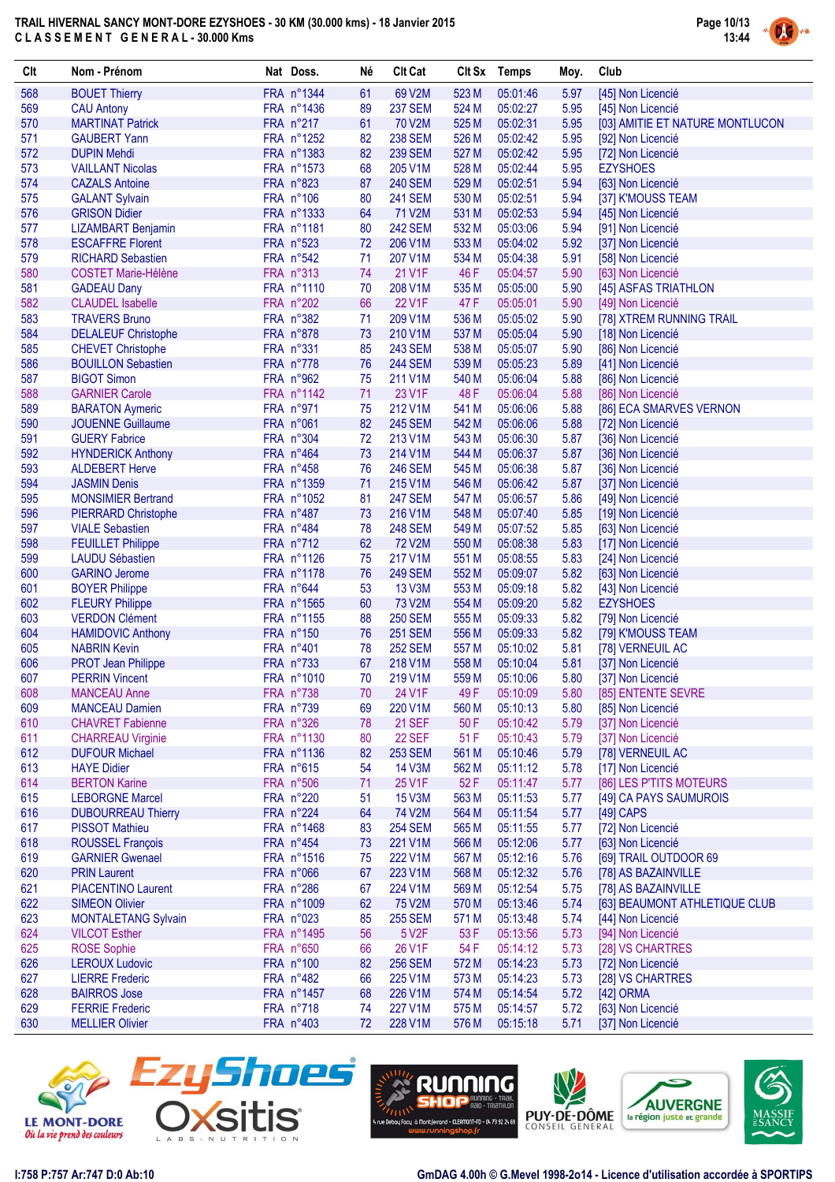# TRAIL HIVERNAL SANCY MONT-DORE EZYSHOES - 30 KM (30.000 kms) - 18 Janvier 2015

**CLASSEMENT GENERAL - 30.000 Kms**

| Clt | Nom - Prénom | Nat | Doss. | Né | Clt Cat | Clt Sx | Temps | Moy. | Club |
|---|---|---|---|---|---|---|---|---|---|
| 568 | BOUET Thierry | FRA | n°1344 | 61 | 69 V2M | 523 M | 05:01:46 | 5.97 | [45] Non Licencié |
| 569 | CAU Antony | FRA | n°1436 | 89 | 237 SEM | 524 M | 05:02:27 | 5.95 | [45] Non Licencié |
| 570 | MARTINAT Patrick | FRA | n°217 | 61 | 70 V2M | 525 M | 05:02:31 | 5.95 | [03] AMITIE ET NATURE MONTLUCON |
| 571 | GAUBERT Yann | FRA | n°1252 | 82 | 238 SEM | 526 M | 05:02:42 | 5.95 | [92] Non Licencié |
| 572 | DUPIN Mehdi | FRA | n°1383 | 82 | 239 SEM | 527 M | 05:02:42 | 5.95 | [72] Non Licencié |
| 573 | VAILLANT Nicolas | FRA | n°1573 | 68 | 205 V1M | 528 M | 05:02:44 | 5.95 | EZYSHOES |
| 574 | CAZALS Antoine | FRA | n°823 | 87 | 240 SEM | 529 M | 05:02:51 | 5.94 | [63] Non Licencié |
| 575 | GALANT Sylvain | FRA | n°106 | 80 | 241 SEM | 530 M | 05:02:51 | 5.94 | [37] K'MOUSS TEAM |
| 576 | GRISON Didier | FRA | n°1333 | 64 | 71 V2M | 531 M | 05:02:53 | 5.94 | [45] Non Licencié |
| 577 | LIZAMBART Benjamin | FRA | n°1181 | 80 | 242 SEM | 532 M | 05:03:06 | 5.94 | [91] Non Licencié |
| 578 | ESCAFFRE Florent | FRA | n°523 | 72 | 206 V1M | 533 M | 05:04:02 | 5.92 | [37] Non Licencié |
| 579 | RICHARD Sebastien | FRA | n°542 | 71 | 207 V1M | 534 M | 05:04:38 | 5.91 | [58] Non Licencié |
| 580 | COSTET Marie-Hélène | FRA | n°313 | 74 | 21 V1F | 46 F | 05:04:57 | 5.90 | [63] Non Licencié |
| 581 | GADEAU Dany | FRA | n°1110 | 70 | 208 V1M | 535 M | 05:05:00 | 5.90 | [45] ASFAS TRIATHLON |
| 582 | CLAUDEL Isabelle | FRA | n°202 | 66 | 22 V1F | 47 F | 05:05:01 | 5.90 | [49] Non Licencié |
| 583 | TRAVERS Bruno | FRA | n°382 | 71 | 209 V1M | 536 M | 05:05:02 | 5.90 | [78] XTREM RUNNING TRAIL |
| 584 | DELALEUF Christophe | FRA | n°878 | 73 | 210 V1M | 537 M | 05:05:04 | 5.90 | [18] Non Licencié |
| 585 | CHEVET Christophe | FRA | n°331 | 85 | 243 SEM | 538 M | 05:05:07 | 5.90 | [86] Non Licencié |
| 586 | BOUILLON Sebastien | FRA | n°778 | 76 | 244 SEM | 539 M | 05:05:23 | 5.89 | [41] Non Licencié |
| 587 | BIGOT Simon | FRA | n°962 | 75 | 211 V1M | 540 M | 05:06:04 | 5.88 | [86] Non Licencié |
| 588 | GARNIER Carole | FRA | n°1142 | 71 | 23 V1F | 48 F | 05:06:04 | 5.88 | [86] Non Licencié |
| 589 | BARATON Aymeric | FRA | n°971 | 75 | 212 V1M | 541 M | 05:06:06 | 5.88 | [86] ECA SMARVES VERNON |
| 590 | JOUENNE Guillaume | FRA | n°061 | 82 | 245 SEM | 542 M | 05:06:06 | 5.88 | [72] Non Licencié |
| 591 | GUERY Fabrice | FRA | n°304 | 72 | 213 V1M | 543 M | 05:06:30 | 5.87 | [36] Non Licencié |
| 592 | HYNDERICK Anthony | FRA | n°464 | 73 | 214 V1M | 544 M | 05:06:37 | 5.87 | [36] Non Licencié |
| 593 | ALDEBERT Herve | FRA | n°458 | 76 | 246 SEM | 545 M | 05:06:38 | 5.87 | [36] Non Licencié |
| 594 | JASMIN Denis | FRA | n°1359 | 71 | 215 V1M | 546 M | 05:06:42 | 5.87 | [37] Non Licencié |
| 595 | MONSIMIER Bertrand | FRA | n°1052 | 81 | 247 SEM | 547 M | 05:06:57 | 5.86 | [49] Non Licencié |
| 596 | PIERRARD Christophe | FRA | n°487 | 73 | 216 V1M | 548 M | 05:07:40 | 5.85 | [19] Non Licencié |
| 597 | VIALE Sebastien | FRA | n°484 | 78 | 248 SEM | 549 M | 05:07:52 | 5.85 | [63] Non Licencié |
| 598 | FEUILLET Philippe | FRA | n°712 | 62 | 72 V2M | 550 M | 05:08:38 | 5.83 | [17] Non Licencié |
| 599 | LAUDU Sébastien | FRA | n°1126 | 75 | 217 V1M | 551 M | 05:08:55 | 5.83 | [24] Non Licencié |
| 600 | GARINO Jerome | FRA | n°1178 | 76 | 249 SEM | 552 M | 05:09:07 | 5.82 | [63] Non Licencié |
| 601 | BOYER Philippe | FRA | n°644 | 53 | 13 V3M | 553 M | 05:09:18 | 5.82 | [43] Non Licencié |
| 602 | FLEURY Philippe | FRA | n°1565 | 60 | 73 V2M | 554 M | 05:09:20 | 5.82 | EZYSHOES |
| 603 | VERDON Clément | FRA | n°1155 | 88 | 250 SEM | 555 M | 05:09:33 | 5.82 | [79] Non Licencié |
| 604 | HAMIDOVIC Anthony | FRA | n°150 | 76 | 251 SEM | 556 M | 05:09:33 | 5.82 | [79] K'MOUSS TEAM |
| 605 | NABRIN Kevin | FRA | n°401 | 78 | 252 SEM | 557 M | 05:10:02 | 5.81 | [78] VERNEUIL AC |
| 606 | PROT Jean Philippe | FRA | n°733 | 67 | 218 V1M | 558 M | 05:10:04 | 5.81 | [37] Non Licencié |
| 607 | PERRIN Vincent | FRA | n°1010 | 70 | 219 V1M | 559 M | 05:10:06 | 5.80 | [37] Non Licencié |
| 608 | MANCEAU Anne | FRA | n°738 | 70 | 24 V1F | 49 F | 05:10:09 | 5.80 | [85] ENTENTE SEVRE |
| 609 | MANCEAU Damien | FRA | n°739 | 69 | 220 V1M | 560 M | 05:10:13 | 5.80 | [85] Non Licencié |
| 610 | CHAVRET Fabienne | FRA | n°326 | 78 | 21 SEF | 50 F | 05:10:42 | 5.79 | [37] Non Licencié |
| 611 | CHARREAU Virginie | FRA | n°1130 | 80 | 22 SEF | 51 F | 05:10:43 | 5.79 | [37] Non Licencié |
| 612 | DUFOUR Michael | FRA | n°1136 | 82 | 253 SEM | 561 M | 05:10:46 | 5.79 | [78] VERNEUIL AC |
| 613 | HAYE Didier | FRA | n°615 | 54 | 14 V3M | 562 M | 05:11:12 | 5.78 | [17] Non Licencié |
| 614 | BERTON Karine | FRA | n°506 | 71 | 25 V1F | 52 F | 05:11:47 | 5.77 | [86] LES P'TITS MOTEURS |
| 615 | LEBORGNE Marcel | FRA | n°220 | 51 | 15 V3M | 563 M | 05:11:53 | 5.77 | [49] CA PAYS SAUMUROIS |
| 616 | DUBOURREAU Thierry | FRA | n°224 | 64 | 74 V2M | 564 M | 05:11:54 | 5.77 | [49] CAPS |
| 617 | PISSOT Mathieu | FRA | n°1468 | 83 | 254 SEM | 565 M | 05:11:55 | 5.77 | [72] Non Licencié |
| 618 | ROUSSEL François | FRA | n°454 | 73 | 221 V1M | 566 M | 05:12:06 | 5.77 | [63] Non Licencié |
| 619 | GARNIER Gwenael | FRA | n°1516 | 75 | 222 V1M | 567 M | 05:12:16 | 5.76 | [69] TRAIL OUTDOOR 69 |
| 620 | PRIN Laurent | FRA | n°066 | 67 | 223 V1M | 568 M | 05:12:32 | 5.76 | [78] AS BAZAINVILLE |
| 621 | PIACENTINO Laurent | FRA | n°286 | 67 | 224 V1M | 569 M | 05:12:54 | 5.75 | [78] AS BAZAINVILLE |
| 622 | SIMEON Olivier | FRA | n°1009 | 62 | 75 V2M | 570 M | 05:13:46 | 5.74 | [63] BEAUMONT ATHLETIQUE CLUB |
| 623 | MONTALETANG Sylvain | FRA | n°023 | 85 | 255 SEM | 571 M | 05:13:48 | 5.74 | [44] Non Licencié |
| 624 | VILCOT Esther | FRA | n°1495 | 56 | 5 V2F | 53 F | 05:13:56 | 5.73 | [94] Non Licencié |
| 625 | ROSE Sophie | FRA | n°650 | 66 | 26 V1F | 54 F | 05:14:12 | 5.73 | [28] VS CHARTRES |
| 626 | LEROUX Ludovic | FRA | n°100 | 82 | 256 SEM | 572 M | 05:14:23 | 5.73 | [72] Non Licencié |
| 627 | LIERRE Frederic | FRA | n°482 | 66 | 225 V1M | 573 M | 05:14:23 | 5.73 | [28] VS CHARTRES |
| 628 | BAIRROS Jose | FRA | n°1457 | 68 | 226 V1M | 574 M | 05:14:54 | 5.72 | [42] ORMA |
| 629 | FERRIE Frederic | FRA | n°718 | 74 | 227 V1M | 575 M | 05:14:57 | 5.72 | [63] Non Licencié |
| 630 | MELLIER Olivier | FRA | n°403 | 72 | 228 V1M | 576 M | 05:15:18 | 5.71 | [37] Non Licencié |

I:758 P:757 Ar:747 D:0 Ab:10

GmDAG 4.00h © G.Mevel 1998-2014 - Licence d'utilisation accordée à SPORTIPS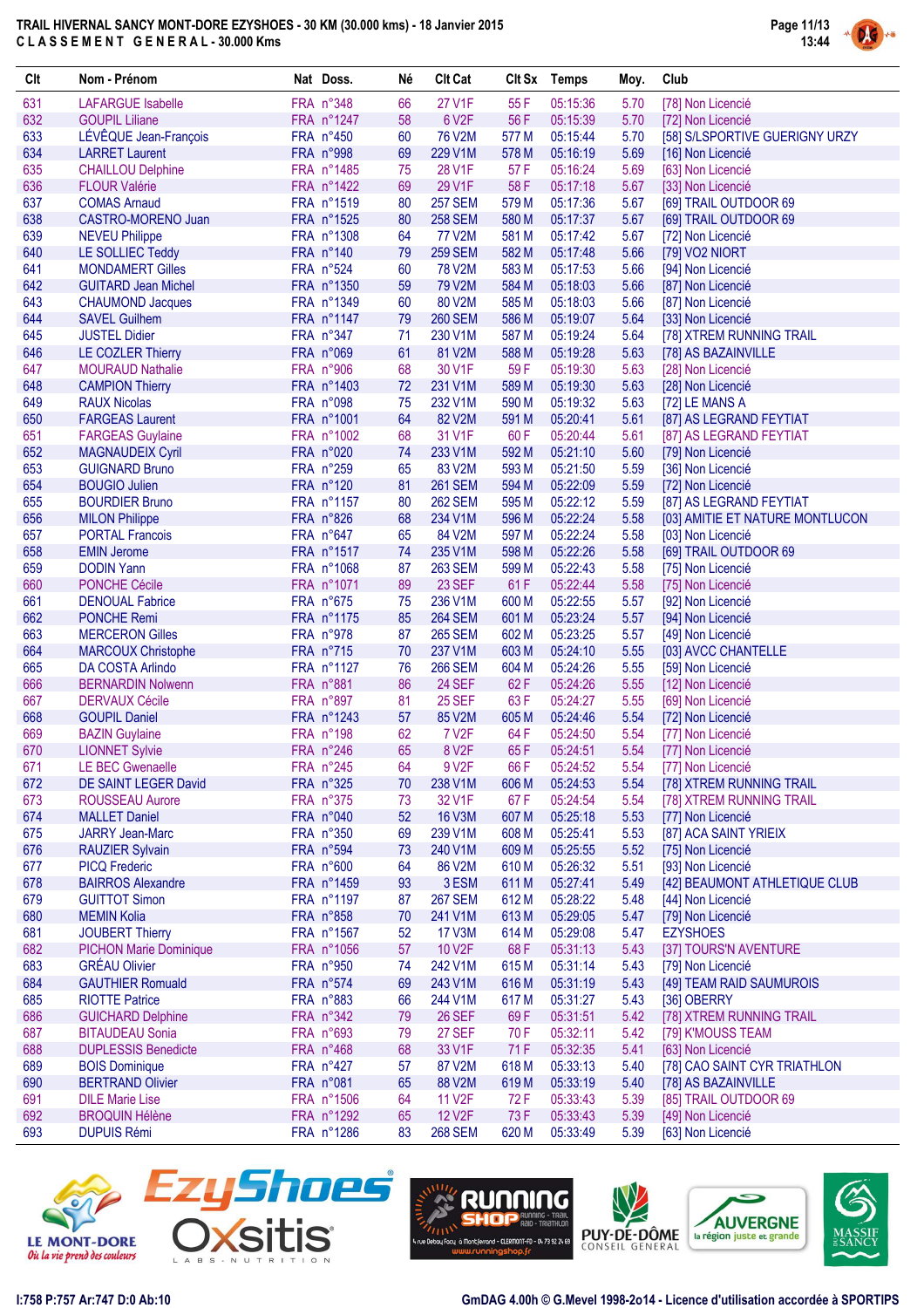TRAIL HIVERNAL SANCY MONT-DORE EZYSHOES - 30 KM (30.000 kms) - 18 Janvier 2015
C L A S S E M E N T G E N E R A L - 30.000 Kms

| Clt | Nom - Prénom | Nat | Doss. | Né | Clt Cat | Clt Sx | Temps | Moy. | Club |
|---|---|---|---|---|---|---|---|---|---|
| 631 | LAFARGUE Isabelle | FRA | n°348 | 66 | 27 V1F | 55 F | 05:15:36 | 5.70 | [78] Non Licencié |
| 632 | GOUPIL Liliane | FRA | n°1247 | 58 | 6 V2F | 56 F | 05:15:39 | 5.70 | [72] Non Licencié |
| 633 | LÉVÊQUE Jean-François | FRA | n°450 | 60 | 76 V2M | 577 M | 05:15:44 | 5.70 | [58] S/LSPORTIVE GUERIGNY URZY |
| 634 | LARRET Laurent | FRA | n°998 | 69 | 229 V1M | 578 M | 05:16:19 | 5.69 | [16] Non Licencié |
| 635 | CHAILLOU Delphine | FRA | n°1485 | 75 | 28 V1F | 57 F | 05:16:24 | 5.69 | [63] Non Licencié |
| 636 | FLOUR Valérie | FRA | n°1422 | 69 | 29 V1F | 58 F | 05:17:18 | 5.67 | [33] Non Licencié |
| 637 | COMAS Arnaud | FRA | n°1519 | 80 | 257 SEM | 579 M | 05:17:36 | 5.67 | [69] TRAIL OUTDOOR 69 |
| 638 | CASTRO-MORENO Juan | FRA | n°1525 | 80 | 258 SEM | 580 M | 05:17:37 | 5.67 | [69] TRAIL OUTDOOR 69 |
| 639 | NEVEU Philippe | FRA | n°1308 | 64 | 77 V2M | 581 M | 05:17:42 | 5.67 | [72] Non Licencié |
| 640 | LE SOLLIEC Teddy | FRA | n°140 | 79 | 259 SEM | 582 M | 05:17:48 | 5.66 | [79] VO2 NIORT |
| 641 | MONDAMERT Gilles | FRA | n°524 | 60 | 78 V2M | 583 M | 05:17:53 | 5.66 | [94] Non Licencié |
| 642 | GUITARD Jean Michel | FRA | n°1350 | 59 | 79 V2M | 584 M | 05:18:03 | 5.66 | [87] Non Licencié |
| 643 | CHAUMOND Jacques | FRA | n°1349 | 60 | 80 V2M | 585 M | 05:18:03 | 5.66 | [87] Non Licencié |
| 644 | SAVEL Guilhem | FRA | n°1147 | 79 | 260 SEM | 586 M | 05:19:07 | 5.64 | [33] Non Licencié |
| 645 | JUSTEL Didier | FRA | n°347 | 71 | 230 V1M | 587 M | 05:19:24 | 5.64 | [78] XTREM RUNNING TRAIL |
| 646 | LE COZLER Thierry | FRA | n°069 | 61 | 81 V2M | 588 M | 05:19:28 | 5.63 | [78] AS BAZAINVILLE |
| 647 | MOURAUD Nathalie | FRA | n°906 | 68 | 30 V1F | 59 F | 05:19:30 | 5.63 | [28] Non Licencié |
| 648 | CAMPION Thierry | FRA | n°1403 | 72 | 231 V1M | 589 M | 05:19:30 | 5.63 | [28] Non Licencié |
| 649 | RAUX Nicolas | FRA | n°098 | 75 | 232 V1M | 590 M | 05:19:32 | 5.63 | [72] LE MANS A |
| 650 | FARGEAS Laurent | FRA | n°1001 | 64 | 82 V2M | 591 M | 05:20:41 | 5.61 | [87] AS LEGRAND FEYTIAT |
| 651 | FARGEAS Guylaine | FRA | n°1002 | 68 | 31 V1F | 60 F | 05:20:44 | 5.61 | [87] AS LEGRAND FEYTIAT |
| 652 | MAGNAUDEIX Cyril | FRA | n°020 | 74 | 233 V1M | 592 M | 05:21:10 | 5.60 | [79] Non Licencié |
| 653 | GUIGNARD Bruno | FRA | n°259 | 65 | 83 V2M | 593 M | 05:21:50 | 5.59 | [36] Non Licencié |
| 654 | BOUGIO Julien | FRA | n°120 | 81 | 261 SEM | 594 M | 05:22:09 | 5.59 | [72] Non Licencié |
| 655 | BOURDIER Bruno | FRA | n°1157 | 80 | 262 SEM | 595 M | 05:22:12 | 5.59 | [87] AS LEGRAND FEYTIAT |
| 656 | MILON Philippe | FRA | n°826 | 68 | 234 V1M | 596 M | 05:22:24 | 5.58 | [03] AMITIE ET NATURE MONTLUCON |
| 657 | PORTAL Francois | FRA | n°647 | 65 | 84 V2M | 597 M | 05:22:24 | 5.58 | [03] Non Licencié |
| 658 | EMIN Jerome | FRA | n°1517 | 74 | 235 V1M | 598 M | 05:22:26 | 5.58 | [69] TRAIL OUTDOOR 69 |
| 659 | DODIN Yann | FRA | n°1068 | 87 | 263 SEM | 599 M | 05:22:43 | 5.58 | [75] Non Licencié |
| 660 | PONCHE Cécile | FRA | n°1071 | 89 | 23 SEF | 61 F | 05:22:44 | 5.58 | [75] Non Licencié |
| 661 | DENOUAL Fabrice | FRA | n°675 | 75 | 236 V1M | 600 M | 05:22:55 | 5.57 | [92] Non Licencié |
| 662 | PONCHE Remi | FRA | n°1175 | 85 | 264 SEM | 601 M | 05:23:24 | 5.57 | [94] Non Licencié |
| 663 | MERCERON Gilles | FRA | n°978 | 87 | 265 SEM | 602 M | 05:23:25 | 5.57 | [49] Non Licencié |
| 664 | MARCOUX Christophe | FRA | n°715 | 70 | 237 V1M | 603 M | 05:24:10 | 5.55 | [03] AVCC CHANTELLE |
| 665 | DA COSTA Arlindo | FRA | n°1127 | 76 | 266 SEM | 604 M | 05:24:26 | 5.55 | [59] Non Licencié |
| 666 | BERNARDIN Nolwenn | FRA | n°881 | 86 | 24 SEF | 62 F | 05:24:26 | 5.55 | [12] Non Licencié |
| 667 | DERVAUX Cécile | FRA | n°897 | 81 | 25 SEF | 63 F | 05:24:27 | 5.55 | [69] Non Licencié |
| 668 | GOUPIL Daniel | FRA | n°1243 | 57 | 85 V2M | 605 M | 05:24:46 | 5.54 | [72] Non Licencié |
| 669 | BAZIN Guylaine | FRA | n°198 | 62 | 7 V2F | 64 F | 05:24:50 | 5.54 | [77] Non Licencié |
| 670 | LIONNET Sylvie | FRA | n°246 | 65 | 8 V2F | 65 F | 05:24:51 | 5.54 | [77] Non Licencié |
| 671 | LE BEC Gwenaelle | FRA | n°245 | 64 | 9 V2F | 66 F | 05:24:52 | 5.54 | [77] Non Licencié |
| 672 | DE SAINT LEGER David | FRA | n°325 | 70 | 238 V1M | 606 M | 05:24:53 | 5.54 | [78] XTREM RUNNING TRAIL |
| 673 | ROUSSEAU Aurore | FRA | n°375 | 73 | 32 V1F | 67 F | 05:24:54 | 5.54 | [78] XTREM RUNNING TRAIL |
| 674 | MALLET Daniel | FRA | n°040 | 52 | 16 V3M | 607 M | 05:25:18 | 5.53 | [77] Non Licencié |
| 675 | JARRY Jean-Marc | FRA | n°350 | 69 | 239 V1M | 608 M | 05:25:41 | 5.53 | [87] ACA SAINT YRIEIX |
| 676 | RAUZIER Sylvain | FRA | n°594 | 73 | 240 V1M | 609 M | 05:25:55 | 5.52 | [75] Non Licencié |
| 677 | PICQ Frederic | FRA | n°600 | 64 | 86 V2M | 610 M | 05:26:32 | 5.51 | [93] Non Licencié |
| 678 | BAIRROS Alexandre | FRA | n°1459 | 93 | 3 ESM | 611 M | 05:27:41 | 5.49 | [42] BEAUMONT ATHLETIQUE CLUB |
| 679 | GUITTOT Simon | FRA | n°1197 | 87 | 267 SEM | 612 M | 05:28:22 | 5.48 | [44] Non Licencié |
| 680 | MEMIN Kolia | FRA | n°858 | 70 | 241 V1M | 613 M | 05:29:05 | 5.47 | [79] Non Licencié |
| 681 | JOUBERT Thierry | FRA | n°1567 | 52 | 17 V3M | 614 M | 05:29:08 | 5.47 | EZYSHOES |
| 682 | PICHON Marie Dominique | FRA | n°1056 | 57 | 10 V2F | 68 F | 05:31:13 | 5.43 | [37] TOURS'N AVENTURE |
| 683 | GRÉAU Olivier | FRA | n°950 | 74 | 242 V1M | 615 M | 05:31:14 | 5.43 | [79] Non Licencié |
| 684 | GAUTHIER Romuald | FRA | n°574 | 69 | 243 V1M | 616 M | 05:31:19 | 5.43 | [49] TEAM RAID SAUMUROIS |
| 685 | RIOTTE Patrice | FRA | n°883 | 66 | 244 V1M | 617 M | 05:31:27 | 5.43 | [36] OBERRY |
| 686 | GUICHARD Delphine | FRA | n°342 | 79 | 26 SEF | 69 F | 05:31:51 | 5.42 | [78] XTREM RUNNING TRAIL |
| 687 | BITAUDEAU Sonia | FRA | n°693 | 79 | 27 SEF | 70 F | 05:32:11 | 5.42 | [79] K'MOUSS TEAM |
| 688 | DUPLESSIS Benedicte | FRA | n°468 | 68 | 33 V1F | 71 F | 05:32:35 | 5.41 | [63] Non Licencié |
| 689 | BOIS Dominique | FRA | n°427 | 57 | 87 V2M | 618 M | 05:33:13 | 5.40 | [78] CAO SAINT CYR TRIATHLON |
| 690 | BERTRAND Olivier | FRA | n°081 | 65 | 88 V2M | 619 M | 05:33:19 | 5.40 | [78] AS BAZAINVILLE |
| 691 | DILE Marie Lise | FRA | n°1506 | 64 | 11 V2F | 72 F | 05:33:43 | 5.39 | [85] TRAIL OUTDOOR 69 |
| 692 | BROQUIN Hélène | FRA | n°1292 | 65 | 12 V2F | 73 F | 05:33:43 | 5.39 | [49] Non Licencié |
| 693 | DUPUIS Rémi | FRA | n°1286 | 83 | 268 SEM | 620 M | 05:33:49 | 5.39 | [63] Non Licencié |

I:758 P:757 Ar:747 D:0 Ab:10

GmDAG 4.00h © G.Mevel 1998-2o14 - Licence d'utilisation accordée à SPORTIPS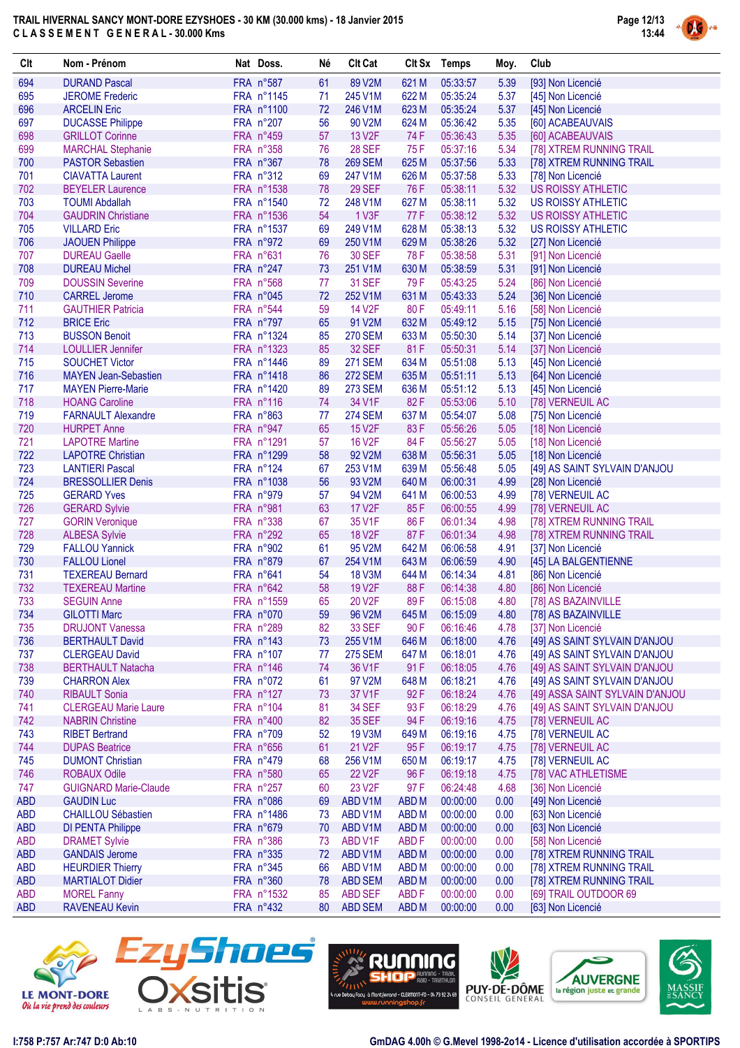# TRAIL HIVERNAL SANCY MONT-DORE EZYSHOES - 30 KM (30.000 kms) - 18 Janvier 2015
## CLASSEMENT GENERAL - 30.000 Kms

| Clt | Nom - Prénom | Nat | Doss. | Né | Clt Cat | Clt Sx | Temps | Moy. | Club |
|---|---|---|---|---|---|---|---|---|---|
| 694 | DURAND Pascal | FRA | n°587 | 61 | 89 V2M | 621 M | 05:33:57 | 5.39 | [93] Non Licencié |
| 695 | JEROME Frederic | FRA | n°1145 | 71 | 245 V1M | 622 M | 05:35:24 | 5.37 | [45] Non Licencié |
| 696 | ARCELIN Eric | FRA | n°1100 | 72 | 246 V1M | 623 M | 05:35:24 | 5.37 | [45] Non Licencié |
| 697 | DUCASSE Philippe | FRA | n°207 | 56 | 90 V2M | 624 M | 05:36:42 | 5.35 | [60] ACABEAUVAIS |
| 698 | GRILLOT Corinne | FRA | n°459 | 57 | 13 V2F | 74 F | 05:36:43 | 5.35 | [60] ACABEAUVAIS |
| 699 | MARCHAL Stephanie | FRA | n°358 | 76 | 28 SEF | 75 F | 05:37:16 | 5.34 | [78] XTREM RUNNING TRAIL |
| 700 | PASTOR Sebastien | FRA | n°367 | 78 | 269 SEM | 625 M | 05:37:56 | 5.33 | [78] XTREM RUNNING TRAIL |
| 701 | CIAVATTA Laurent | FRA | n°312 | 69 | 247 V1M | 626 M | 05:37:58 | 5.33 | [78] Non Licencié |
| 702 | BEYELER Laurence | FRA | n°1538 | 78 | 29 SEF | 76 F | 05:38:11 | 5.32 | US ROISSY ATHLETIC |
| 703 | TOUMI Abdallah | FRA | n°1540 | 72 | 248 V1M | 627 M | 05:38:11 | 5.32 | US ROISSY ATHLETIC |
| 704 | GAUDRIN Christiane | FRA | n°1536 | 54 | 1 V3F | 77 F | 05:38:12 | 5.32 | US ROISSY ATHLETIC |
| 705 | VILLARD Eric | FRA | n°1537 | 69 | 249 V1M | 628 M | 05:38:13 | 5.32 | US ROISSY ATHLETIC |
| 706 | JAOUEN Philippe | FRA | n°972 | 69 | 250 V1M | 629 M | 05:38:26 | 5.32 | [27] Non Licencié |
| 707 | DUREAU Gaelle | FRA | n°631 | 76 | 30 SEF | 78 F | 05:38:58 | 5.31 | [91] Non Licencié |
| 708 | DUREAU Michel | FRA | n°247 | 73 | 251 V1M | 630 M | 05:38:59 | 5.31 | [91] Non Licencié |
| 709 | DOUSSIN Severine | FRA | n°568 | 77 | 31 SEF | 79 F | 05:43:25 | 5.24 | [86] Non Licencié |
| 710 | CARREL Jerome | FRA | n°045 | 72 | 252 V1M | 631 M | 05:43:33 | 5.24 | [36] Non Licencié |
| 711 | GAUTHIER Patricia | FRA | n°544 | 59 | 14 V2F | 80 F | 05:49:11 | 5.16 | [58] Non Licencié |
| 712 | BRICE Eric | FRA | n°797 | 65 | 91 V2M | 632 M | 05:49:12 | 5.15 | [75] Non Licencié |
| 713 | BUSSON Benoit | FRA | n°1324 | 85 | 270 SEM | 633 M | 05:50:30 | 5.14 | [37] Non Licencié |
| 714 | LOULLIER Jennifer | FRA | n°1323 | 85 | 32 SEF | 81 F | 05:50:31 | 5.14 | [37] Non Licencié |
| 715 | SOUCHET Victor | FRA | n°1446 | 89 | 271 SEM | 634 M | 05:51:08 | 5.13 | [45] Non Licencié |
| 716 | MAYEN Jean-Sebastien | FRA | n°1418 | 86 | 272 SEM | 635 M | 05:51:11 | 5.13 | [64] Non Licencié |
| 717 | MAYEN Pierre-Marie | FRA | n°1420 | 89 | 273 SEM | 636 M | 05:51:12 | 5.13 | [45] Non Licencié |
| 718 | HOANG Caroline | FRA | n°116 | 74 | 34 V1F | 82 F | 05:53:06 | 5.10 | [78] VERNEUIL AC |
| 719 | FARNAULT Alexandre | FRA | n°863 | 77 | 274 SEM | 637 M | 05:54:07 | 5.08 | [75] Non Licencié |
| 720 | HURPET Anne | FRA | n°947 | 65 | 15 V2F | 83 F | 05:56:26 | 5.05 | [18] Non Licencié |
| 721 | LAPOTRE Martine | FRA | n°1291 | 57 | 16 V2F | 84 F | 05:56:27 | 5.05 | [18] Non Licencié |
| 722 | LAPOTRE Christian | FRA | n°1299 | 58 | 92 V2M | 638 M | 05:56:31 | 5.05 | [18] Non Licencié |
| 723 | LANTIERI Pascal | FRA | n°124 | 67 | 253 V1M | 639 M | 05:56:48 | 5.05 | [49] AS SAINT SYLVAIN D'ANJOU |
| 724 | BRESSOLLIER Denis | FRA | n°1038 | 56 | 93 V2M | 640 M | 06:00:31 | 4.99 | [28] Non Licencié |
| 725 | GERARD Yves | FRA | n°979 | 57 | 94 V2M | 641 M | 06:00:53 | 4.99 | [78] VERNEUIL AC |
| 726 | GERARD Sylvie | FRA | n°981 | 63 | 17 V2F | 85 F | 06:00:55 | 4.99 | [78] VERNEUIL AC |
| 727 | GORIN Veronique | FRA | n°338 | 67 | 35 V1F | 86 F | 06:01:34 | 4.98 | [78] XTREM RUNNING TRAIL |
| 728 | ALBESA Sylvie | FRA | n°292 | 65 | 18 V2F | 87 F | 06:01:34 | 4.98 | [78] XTREM RUNNING TRAIL |
| 729 | FALLOU Yannick | FRA | n°902 | 61 | 95 V2M | 642 M | 06:06:58 | 4.91 | [37] Non Licencié |
| 730 | FALLOU Lionel | FRA | n°879 | 67 | 254 V1M | 643 M | 06:06:59 | 4.90 | [45] LA BALGENTIENNE |
| 731 | TEXEREAU Bernard | FRA | n°641 | 54 | 18 V3M | 644 M | 06:14:34 | 4.81 | [86] Non Licencié |
| 732 | TEXEREAU Martine | FRA | n°642 | 58 | 19 V2F | 88 F | 06:14:38 | 4.80 | [86] Non Licencié |
| 733 | SEGUIN Anne | FRA | n°1559 | 65 | 20 V2F | 89 F | 06:15:08 | 4.80 | [78] AS BAZAINVILLE |
| 734 | GILOTTI Marc | FRA | n°070 | 59 | 96 V2M | 645 M | 06:15:09 | 4.80 | [78] AS BAZAINVILLE |
| 735 | DRUJONT Vanessa | FRA | n°289 | 82 | 33 SEF | 90 F | 06:16:46 | 4.78 | [37] Non Licencié |
| 736 | BERTHAULT David | FRA | n°143 | 73 | 255 V1M | 646 M | 06:18:00 | 4.76 | [49] AS SAINT SYLVAIN D'ANJOU |
| 737 | CLERGEAU David | FRA | n°107 | 77 | 275 SEM | 647 M | 06:18:01 | 4.76 | [49] AS SAINT SYLVAIN D'ANJOU |
| 738 | BERTHAULT Natacha | FRA | n°146 | 74 | 36 V1F | 91 F | 06:18:05 | 4.76 | [49] AS SAINT SYLVAIN D'ANJOU |
| 739 | CHARRON Alex | FRA | n°072 | 61 | 97 V2M | 648 M | 06:18:21 | 4.76 | [49] AS SAINT SYLVAIN D'ANJOU |
| 740 | RIBAULT Sonia | FRA | n°127 | 73 | 37 V1F | 92 F | 06:18:24 | 4.76 | [49] ASSA SAINT SYLVAIN D'ANJOU |
| 741 | CLERGEAU Marie Laure | FRA | n°104 | 81 | 34 SEF | 93 F | 06:18:29 | 4.76 | [49] AS SAINT SYLVAIN D'ANJOU |
| 742 | NABRIN Christine | FRA | n°400 | 82 | 35 SEF | 94 F | 06:19:16 | 4.75 | [78] VERNEUIL AC |
| 743 | RIBET Bertrand | FRA | n°709 | 52 | 19 V3M | 649 M | 06:19:16 | 4.75 | [78] VERNEUIL AC |
| 744 | DUPAS Beatrice | FRA | n°656 | 61 | 21 V2F | 95 F | 06:19:17 | 4.75 | [78] VERNEUIL AC |
| 745 | DUMONT Christian | FRA | n°479 | 68 | 256 V1M | 650 M | 06:19:17 | 4.75 | [78] VERNEUIL AC |
| 746 | ROBAUX Odile | FRA | n°580 | 65 | 22 V2F | 96 F | 06:19:18 | 4.75 | [78] VAC ATHLETISME |
| 747 | GUIGNARD Marie-Claude | FRA | n°257 | 60 | 23 V2F | 97 F | 06:24:48 | 4.68 | [36] Non Licencié |
| ABD | GAUDIN Luc | FRA | n°086 | 69 | ABD V1M | ABD M | 00:00:00 | 0.00 | [49] Non Licencié |
| ABD | CHAILLOU Sébastien | FRA | n°1486 | 73 | ABD V1M | ABD M | 00:00:00 | 0.00 | [63] Non Licencié |
| ABD | DI PENTA Philippe | FRA | n°679 | 70 | ABD V1M | ABD M | 00:00:00 | 0.00 | [63] Non Licencié |
| ABD | DRAMET Sylvie | FRA | n°386 | 73 | ABD V1F | ABD F | 00:00:00 | 0.00 | [58] Non Licencié |
| ABD | GANDAIS Jerome | FRA | n°335 | 72 | ABD V1M | ABD M | 00:00:00 | 0.00 | [78] XTREM RUNNING TRAIL |
| ABD | HEURDIER Thierry | FRA | n°345 | 66 | ABD V1M | ABD M | 00:00:00 | 0.00 | [78] XTREM RUNNING TRAIL |
| ABD | MARTIALOT Didier | FRA | n°360 | 78 | ABD SEM | ABD M | 00:00:00 | 0.00 | [78] XTREM RUNNING TRAIL |
| ABD | MOREL Fanny | FRA | n°1532 | 85 | ABD SEF | ABD F | 00:00:00 | 0.00 | [69] TRAIL OUTDOOR 69 |
| ABD | RAVENEAU Kevin | FRA | n°432 | 80 | ABD SEM | ABD M | 00:00:00 | 0.00 | [63] Non Licencié |

I:758 P:757 Ar:747 D:0 Ab:10

GmDAG 4.00h © G.Mevel 1998-2o14 - Licence d'utilisation accordée à SPORTIPS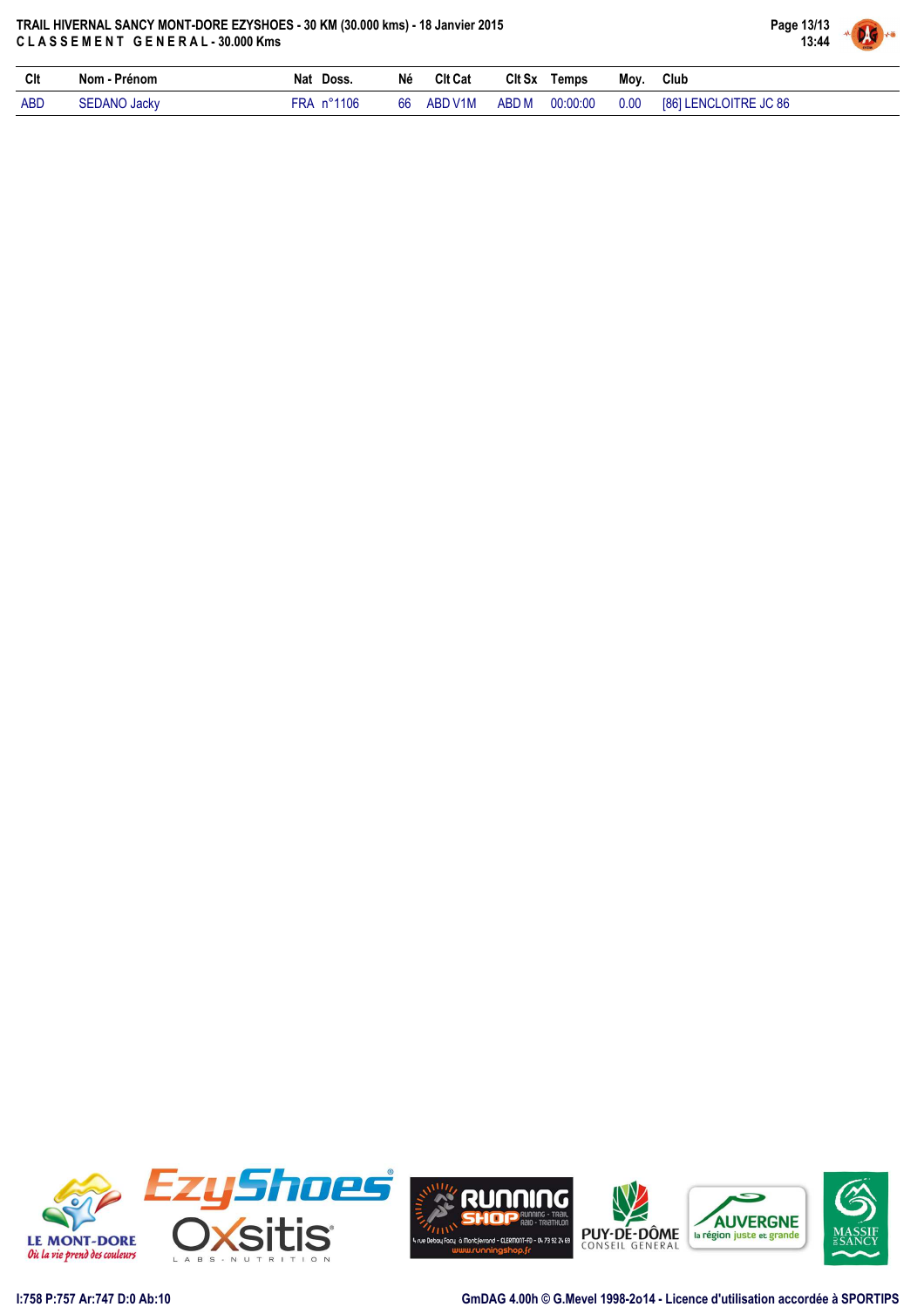| Clt | Nom - Prénom | Nat | Doss. | Né | Clt Cat | Clt Sx | Temps | Moy. | Club |
|---|---|---|---|---|---|---|---|---|---|
| ABD | SEDANO Jacky | FRA | n°1106 | 66 | ABD V1M | ABD M | 00:00:00 | 0.00 | [86] LENCLOITRE JC 86 |

I:758 P:757 Ar:747 D:0 Ab:10

GmDAG 4.00h © G.Mevel 1998-2o14 - Licence d'utilisation accordée à SPORTIPS